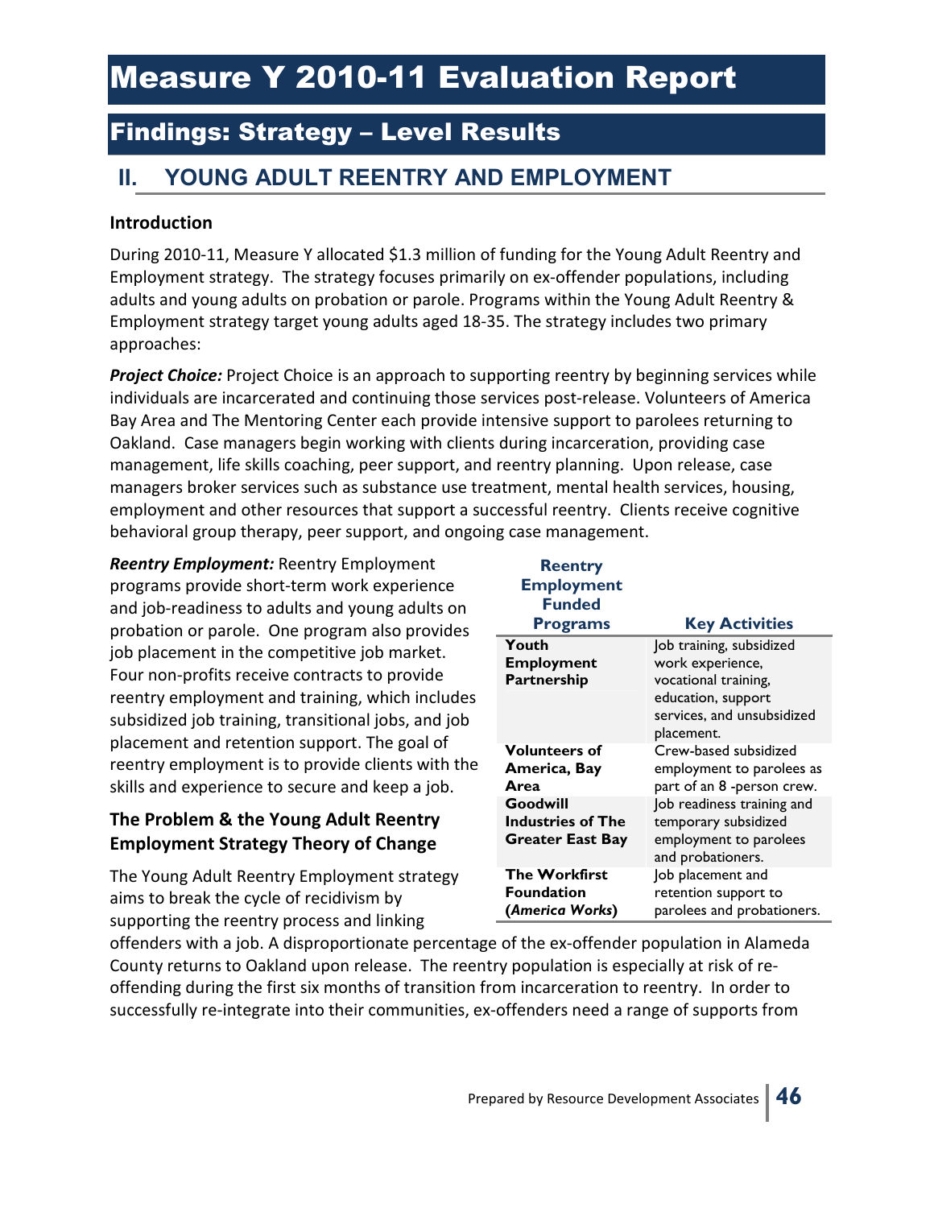# Measure Y 2010-11 Evaluation Report

## Findings: Strategy – Level Results

## II. YOUNG ADULT REENTRY AND EMPLOYMENT

### Introduction

During 2010-11, Measure Y allocated $1.3 million of funding for the Young Adult Reentry and Employment strategy. The strategy focuses primarily on ex-offender populations, including adults and young adults on probation or parole. Programs within the Young Adult Reentry & Employment strategy target young adults aged 18-35. The strategy includes two primary approaches:

***Project Choice:*** Project Choice is an approach to supporting reentry by beginning services while individuals are incarcerated and continuing those services post-release. Volunteers of America Bay Area and The Mentoring Center each provide intensive support to parolees returning to Oakland. Case managers begin working with clients during incarceration, providing case management, life skills coaching, peer support, and reentry planning. Upon release, case managers broker services such as substance use treatment, mental health services, housing, employment and other resources that support a successful reentry. Clients receive cognitive behavioral group therapy, peer support, and ongoing case management.

***Reentry Employment:*** Reentry Employment programs provide short-term work experience and job-readiness to adults and young adults on probation or parole. One program also provides job placement in the competitive job market. Four non-profits receive contracts to provide reentry employment and training, which includes subsidized job training, transitional jobs, and job placement and retention support. The goal of reentry employment is to provide clients with the skills and experience to secure and keep a job.

| Reentry Employment Funded Programs | Key Activities |
|---|---|
| **Youth Employment Partnership** | Job training, subsidized work experience, vocational training, education, support services, and unsubsidized placement. |
| **Volunteers of America, Bay Area** | Crew-based subsidized employment to parolees as part of an 8 -person crew. |
| **Goodwill Industries of The Greater East Bay** | Job readiness training and temporary subsidized employment to parolees and probationers. |
| **The Workfirst Foundation (*America Works*)** | Job placement and retention support to parolees and probationers. |

### The Problem & the Young Adult Reentry Employment Strategy Theory of Change

The Young Adult Reentry Employment strategy aims to break the cycle of recidivism by supporting the reentry process and linking offenders with a job. A disproportionate percentage of the ex-offender population in Alameda County returns to Oakland upon release. The reentry population is especially at risk of re-offending during the first six months of transition from incarceration to reentry. In order to successfully re-integrate into their communities, ex-offenders need a range of supports from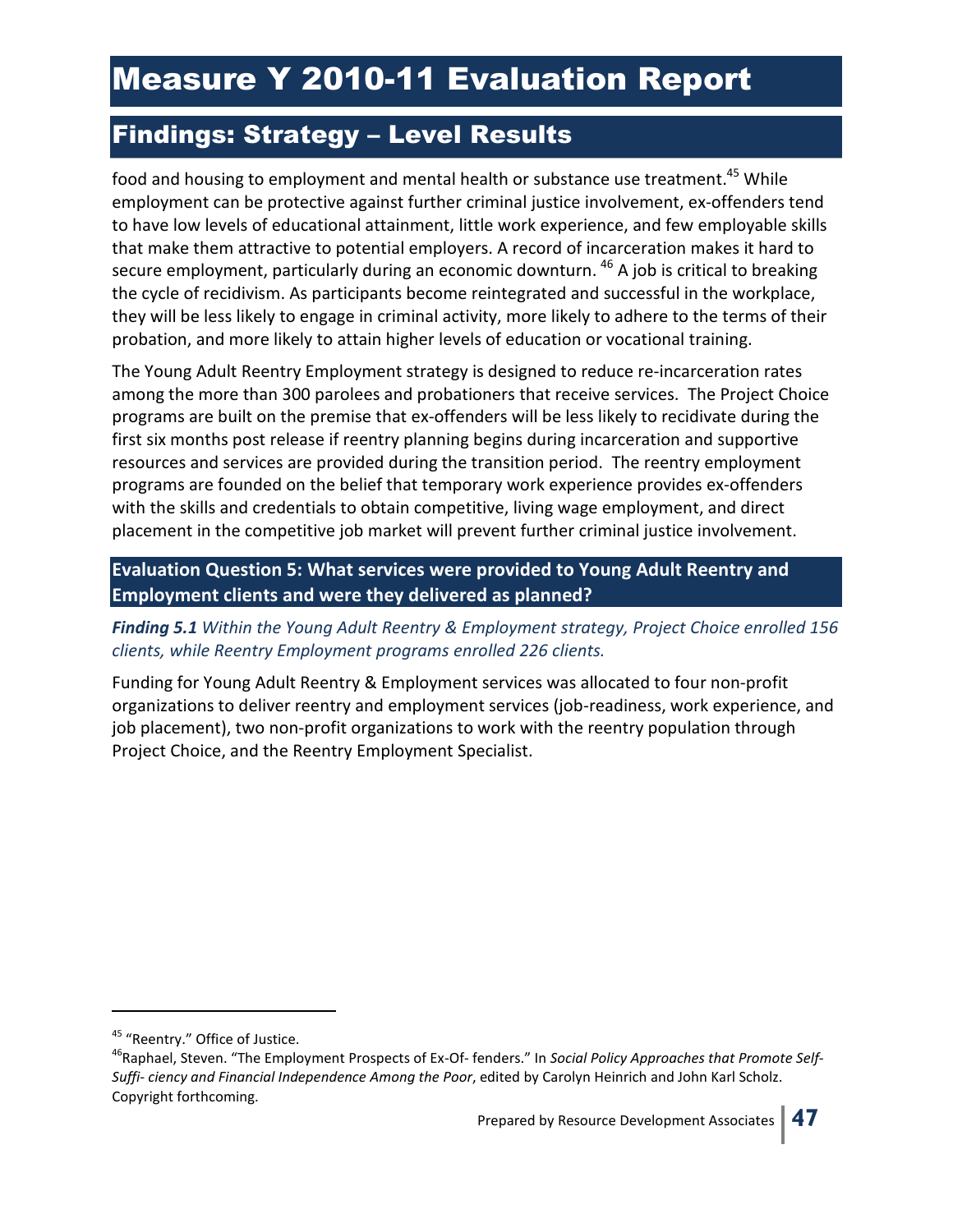food and housing to employment and mental health or substance use treatment.[45] While employment can be protective against further criminal justice involvement, ex-offenders tend to have low levels of educational attainment, little work experience, and few employable skills that make them attractive to potential employers. A record of incarceration makes it hard to secure employment, particularly during an economic downturn. [46] A job is critical to breaking the cycle of recidivism. As participants become reintegrated and successful in the workplace, they will be less likely to engage in criminal activity, more likely to adhere to the terms of their probation, and more likely to attain higher levels of education or vocational training.

The Young Adult Reentry Employment strategy is designed to reduce re-incarceration rates among the more than 300 parolees and probationers that receive services. The Project Choice programs are built on the premise that ex-offenders will be less likely to recidivate during the first six months post release if reentry planning begins during incarceration and supportive resources and services are provided during the transition period. The reentry employment programs are founded on the belief that temporary work experience provides ex-offenders with the skills and credentials to obtain competitive, living wage employment, and direct placement in the competitive job market will prevent further criminal justice involvement.

### Evaluation Question 5: What services were provided to Young Adult Reentry and Employment clients and were they delivered as planned?

***Finding 5.1*** *Within the Young Adult Reentry & Employment strategy, Project Choice enrolled 156 clients, while Reentry Employment programs enrolled 226 clients.*

Funding for Young Adult Reentry & Employment services was allocated to four non-profit organizations to deliver reentry and employment services (job-readiness, work experience, and job placement), two non-profit organizations to work with the reentry population through Project Choice, and the Reentry Employment Specialist.

---

[45] "Reentry." Office of Justice.

[46] Raphael, Steven. "The Employment Prospects of Ex-Of- fenders." In *Social Policy Approaches that Promote Self-Suffi- ciency and Financial Independence Among the Poor*, edited by Carolyn Heinrich and John Karl Scholz. Copyright forthcoming.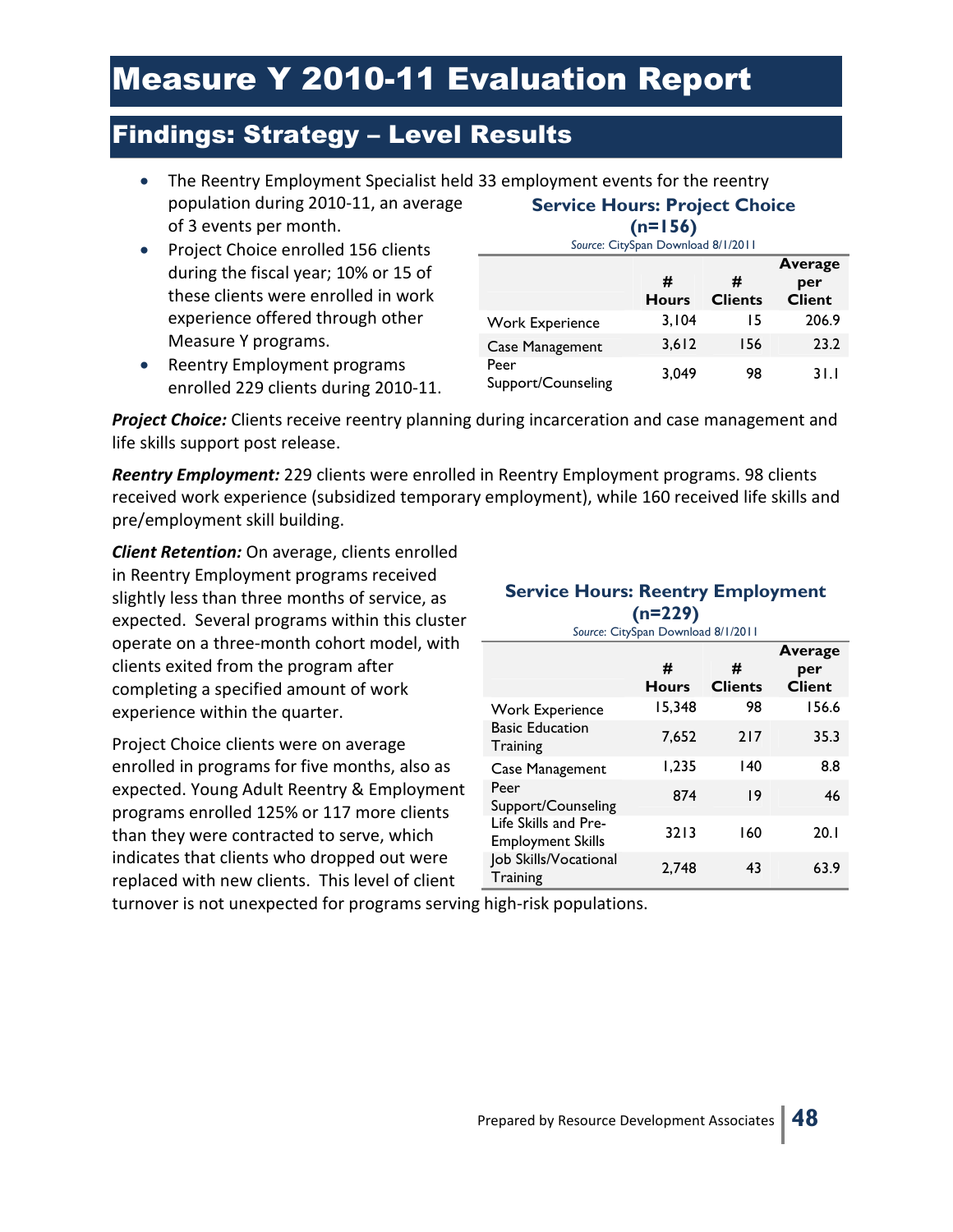# Measure Y 2010-11 Evaluation Report

## Findings: Strategy – Level Results

- The Reentry Employment Specialist held 33 employment events for the reentry population during 2010-11, an average of 3 events per month.
- Project Choice enrolled 156 clients during the fiscal year; 10% or 15 of these clients were enrolled in work experience offered through other Measure Y programs.
- Reentry Employment programs enrolled 229 clients during 2010-11.

**Service Hours: Project Choice (n=156)**

*Source:* CitySpan Download 8/1/2011

| | # Hours | # Clients | Average per Client |
|---|---|---|---|
| Work Experience | 3,104 | 15 | 206.9 |
| Case Management | 3,612 | 156 | 23.2 |
| Peer Support/Counseling | 3,049 | 98 | 31.1 |

***Project Choice:*** Clients receive reentry planning during incarceration and case management and life skills support post release.

***Reentry Employment:*** 229 clients were enrolled in Reentry Employment programs. 98 clients received work experience (subsidized temporary employment), while 160 received life skills and pre/employment skill building.

***Client Retention:*** On average, clients enrolled in Reentry Employment programs received slightly less than three months of service, as expected. Several programs within this cluster operate on a three-month cohort model, with clients exited from the program after completing a specified amount of work experience within the quarter.

Project Choice clients were on average enrolled in programs for five months, also as expected. Young Adult Reentry & Employment programs enrolled 125% or 117 more clients than they were contracted to serve, which indicates that clients who dropped out were replaced with new clients. This level of client turnover is not unexpected for programs serving high-risk populations.

**Service Hours: Reentry Employment (n=229)**

*Source:* CitySpan Download 8/1/2011

| | # Hours | # Clients | Average per Client |
|---|---|---|---|
| Work Experience | 15,348 | 98 | 156.6 |
| Basic Education Training | 7,652 | 217 | 35.3 |
| Case Management | 1,235 | 140 | 8.8 |
| Peer Support/Counseling | 874 | 19 | 46 |
| Life Skills and Pre-Employment Skills | 3213 | 160 | 20.1 |
| Job Skills/Vocational Training | 2,748 | 43 | 63.9 |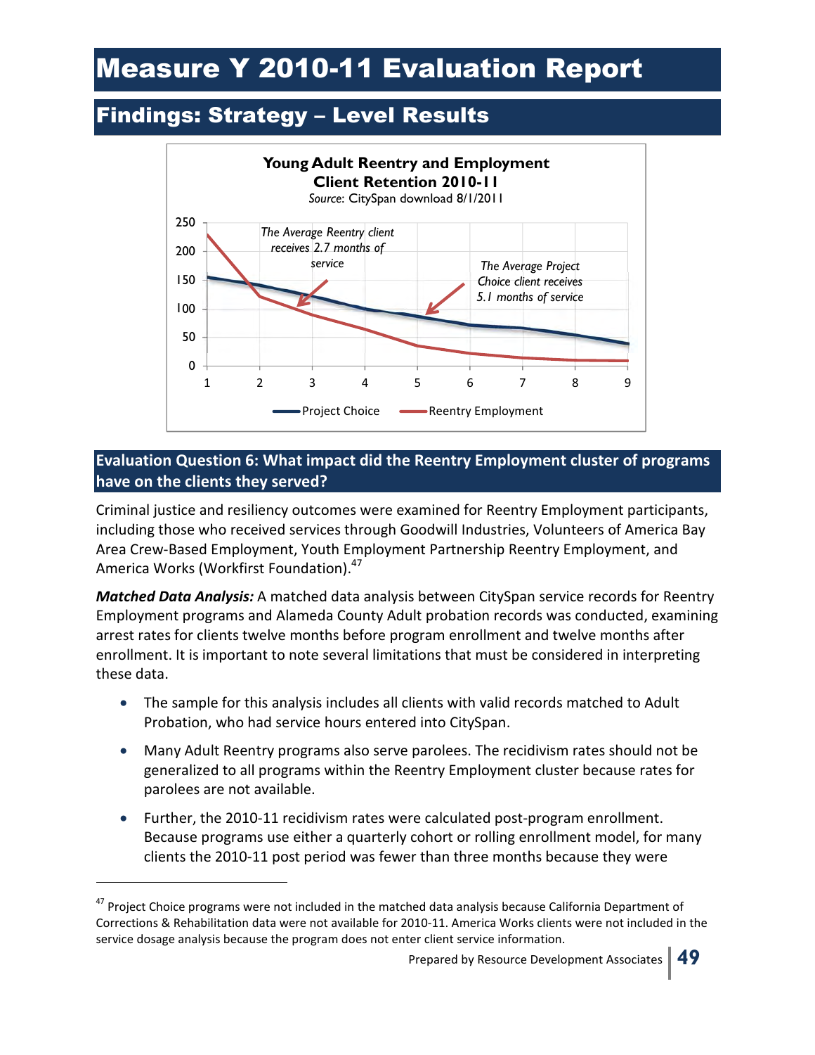# Measure Y 2010-11 Evaluation Report

## Findings: Strategy – Level Results

Young Adult Reentry and Employment
Client Retention 2010-11
*Source*: CitySpan download 8/1/2011

250
200
150
100
50
0

1 2 3 4 5 6 7 8 9

*The Average Reentry client receives 2.7 months of service*

*The Average Project Choice client receives 5.1 months of service*

Project Choice
Reentry Employment

### Evaluation Question 6: What impact did the Reentry Employment cluster of programs have on the clients they served?

Criminal justice and resiliency outcomes were examined for Reentry Employment participants, including those who received services through Goodwill Industries, Volunteers of America Bay Area Crew-Based Employment, Youth Employment Partnership Reentry Employment, and America Works (Workfirst Foundation).[47]

***Matched Data Analysis:*** A matched data analysis between CitySpan service records for Reentry Employment programs and Alameda County Adult probation records was conducted, examining arrest rates for clients twelve months before program enrollment and twelve months after enrollment. It is important to note several limitations that must be considered in interpreting these data.

- The sample for this analysis includes all clients with valid records matched to Adult Probation, who had service hours entered into CitySpan.
- Many Adult Reentry programs also serve parolees. The recidivism rates should not be generalized to all programs within the Reentry Employment cluster because rates for parolees are not available.
- Further, the 2010-11 recidivism rates were calculated post-program enrollment. Because programs use either a quarterly cohort or rolling enrollment model, for many clients the 2010-11 post period was fewer than three months because they were

[47] Project Choice programs were not included in the matched data analysis because California Department of Corrections & Rehabilitation data were not available for 2010-11. America Works clients were not included in the service dosage analysis because the program does not enter client service information.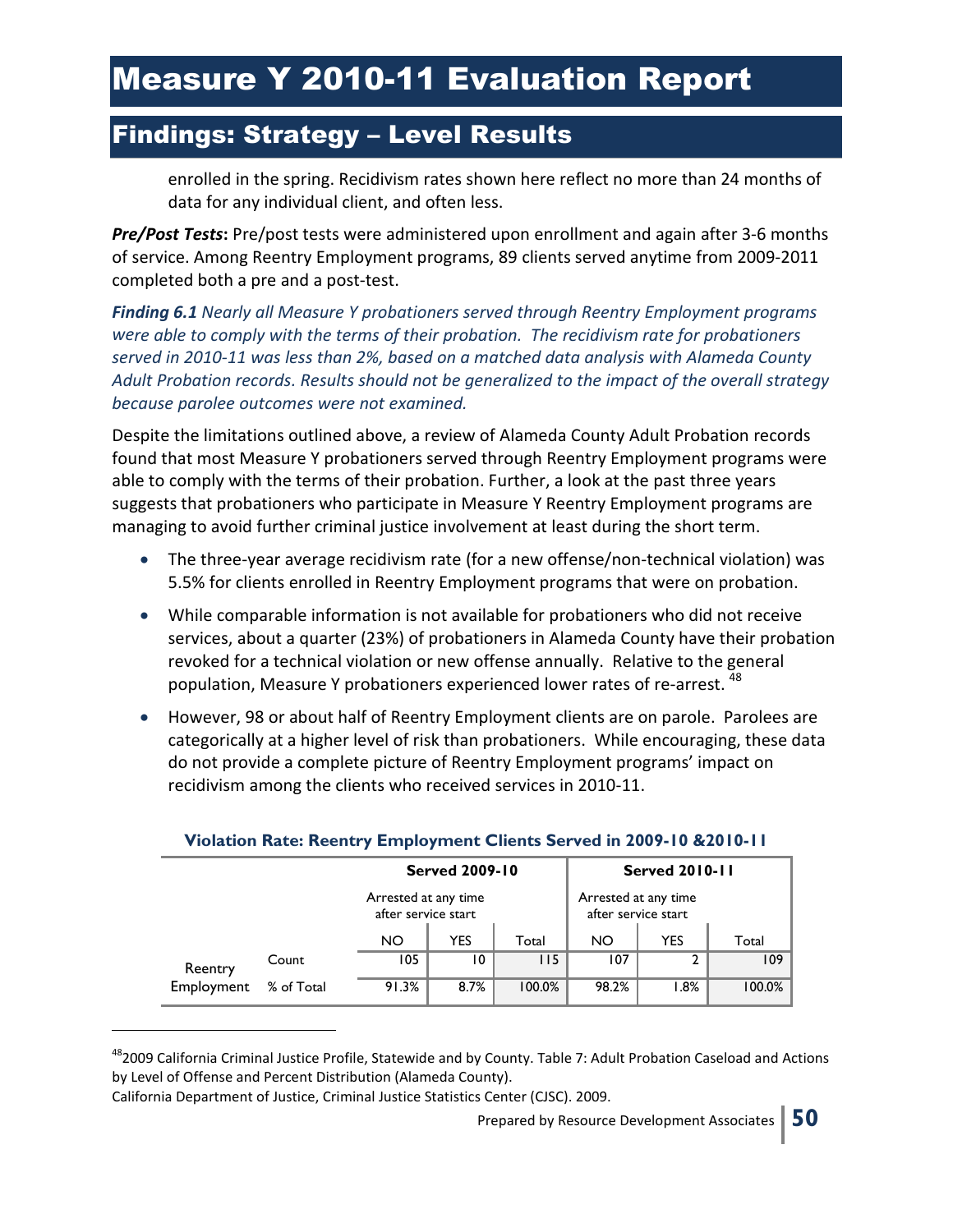enrolled in the spring. Recidivism rates shown here reflect no more than 24 months of data for any individual client, and often less.

***Pre/Post Tests*:** Pre/post tests were administered upon enrollment and again after 3-6 months of service. Among Reentry Employment programs, 89 clients served anytime from 2009-2011 completed both a pre and a post-test.

***Finding 6.1*** *Nearly all Measure Y probationers served through Reentry Employment programs were able to comply with the terms of their probation. The recidivism rate for probationers served in 2010-11 was less than 2%, based on a matched data analysis with Alameda County Adult Probation records. Results should not be generalized to the impact of the overall strategy because parolee outcomes were not examined.*

Despite the limitations outlined above, a review of Alameda County Adult Probation records found that most Measure Y probationers served through Reentry Employment programs were able to comply with the terms of their probation. Further, a look at the past three years suggests that probationers who participate in Measure Y Reentry Employment programs are managing to avoid further criminal justice involvement at least during the short term.

- The three-year average recidivism rate (for a new offense/non-technical violation) was 5.5% for clients enrolled in Reentry Employment programs that were on probation.
- While comparable information is not available for probationers who did not receive services, about a quarter (23%) of probationers in Alameda County have their probation revoked for a technical violation or new offense annually. Relative to the general population, Measure Y probationers experienced lower rates of re-arrest.[48]
- However, 98 or about half of Reentry Employment clients are on parole. Parolees are categorically at a higher level of risk than probationers. While encouraging, these data do not provide a complete picture of Reentry Employment programs' impact on recidivism among the clients who received services in 2010-11.

**Violation Rate: Reentry Employment Clients Served in 2009-10 &2010-11**

| | | Served 2009-10 | | | Served 2010-11 | | |
|---|---|---|---|---|---|---|---|
| | | Arrested at any time after service start | | | Arrested at any time after service start | | |
| | | NO | YES | Total | NO | YES | Total |
| Reentry Employment | Count | 105 | 10 | 115 | 107 | 2 | 109 |
| | % of Total | 91.3% | 8.7% | 100.0% | 98.2% | 1.8% | 100.0% |

[48] 2009 California Criminal Justice Profile, Statewide and by County. Table 7: Adult Probation Caseload and Actions by Level of Offense and Percent Distribution (Alameda County).
California Department of Justice, Criminal Justice Statistics Center (CJSC). 2009.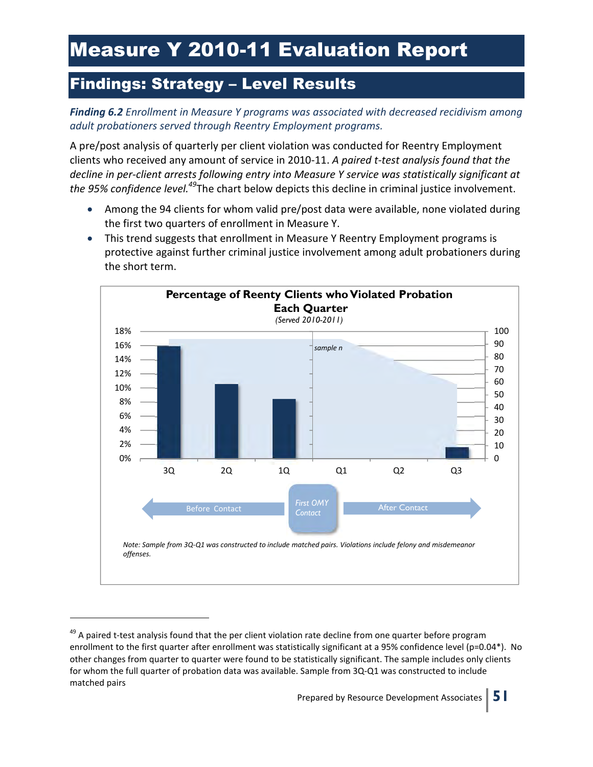# Measure Y 2010-11 Evaluation Report

## Findings: Strategy – Level Results

***Finding 6.2** Enrollment in Measure Y programs was associated with decreased recidivism among adult probationers served through Reentry Employment programs.*

A pre/post analysis of quarterly per client violation was conducted for Reentry Employment clients who received any amount of service in 2010-11. *A paired t-test analysis found that the decline in per-client arrests following entry into Measure Y service was statistically significant at the 95% confidence level.*[49] The chart below depicts this decline in criminal justice involvement.

- Among the 94 clients for whom valid pre/post data were available, none violated during the first two quarters of enrollment in Measure Y.
- This trend suggests that enrollment in Measure Y Reentry Employment programs is protective against further criminal justice involvement among adult probationers during the short term.

**Percentage of Reenty Clients who Violated Probation Each Quarter**
*(Served 2010-2011)*

18%
16%
14%
12%
10%
8%
6%
4%
2%
0%

100
90
80
70
60
50
40
30
20
10
0

sample n

3Q
2Q
1Q
Q1
Q2
Q3

Before Contact
First OMY Contact
After Contact

*Note: Sample from 3Q-Q1 was constructed to include matched pairs. Violations include felony and misdemeanor offenses.*

---

[49] A paired t-test analysis found that the per client violation rate decline from one quarter before program enrollment to the first quarter after enrollment was statistically significant at a 95% confidence level ($p=0.04^*$). No other changes from quarter to quarter were found to be statistically significant. The sample includes only clients for whom the full quarter of probation data was available. Sample from 3Q-Q1 was constructed to include matched pairs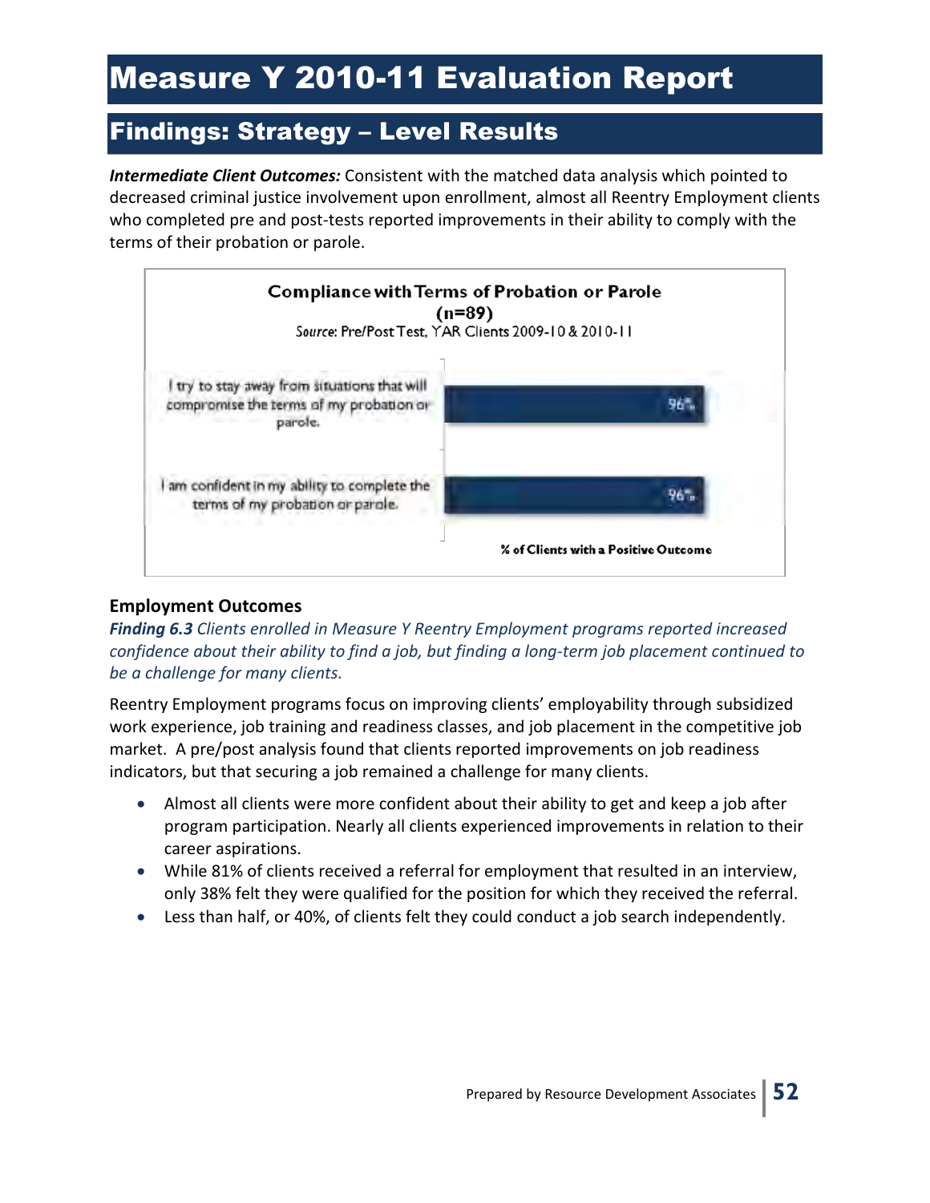# Measure Y 2010-11 Evaluation Report

## Findings: Strategy – Level Results

***Intermediate Client Outcomes:*** Consistent with the matched data analysis which pointed to decreased criminal justice involvement upon enrollment, almost all Reentry Employment clients who completed pre and post-tests reported improvements in their ability to comply with the terms of their probation or parole.

**Compliance with Terms of Probation or Parole**
**(n=89)**
*Source*: Pre/Post Test, YAR Clients 2009-10 & 2010-11

I try to stay away from situations that will compromise the terms of my probation or parole.
96%

I am confident in my ability to complete the terms of my probation or parole.
96%

% of Clients with a Positive Outcome

### Employment Outcomes

***Finding 6.3*** *Clients enrolled in Measure Y Reentry Employment programs reported increased confidence about their ability to find a job, but finding a long-term job placement continued to be a challenge for many clients.*

Reentry Employment programs focus on improving clients' employability through subsidized work experience, job training and readiness classes, and job placement in the competitive job market. A pre/post analysis found that clients reported improvements on job readiness indicators, but that securing a job remained a challenge for many clients.

- Almost all clients were more confident about their ability to get and keep a job after program participation. Nearly all clients experienced improvements in relation to their career aspirations.
- While 81% of clients received a referral for employment that resulted in an interview, only 38% felt they were qualified for the position for which they received the referral.
- Less than half, or 40%, of clients felt they could conduct a job search independently.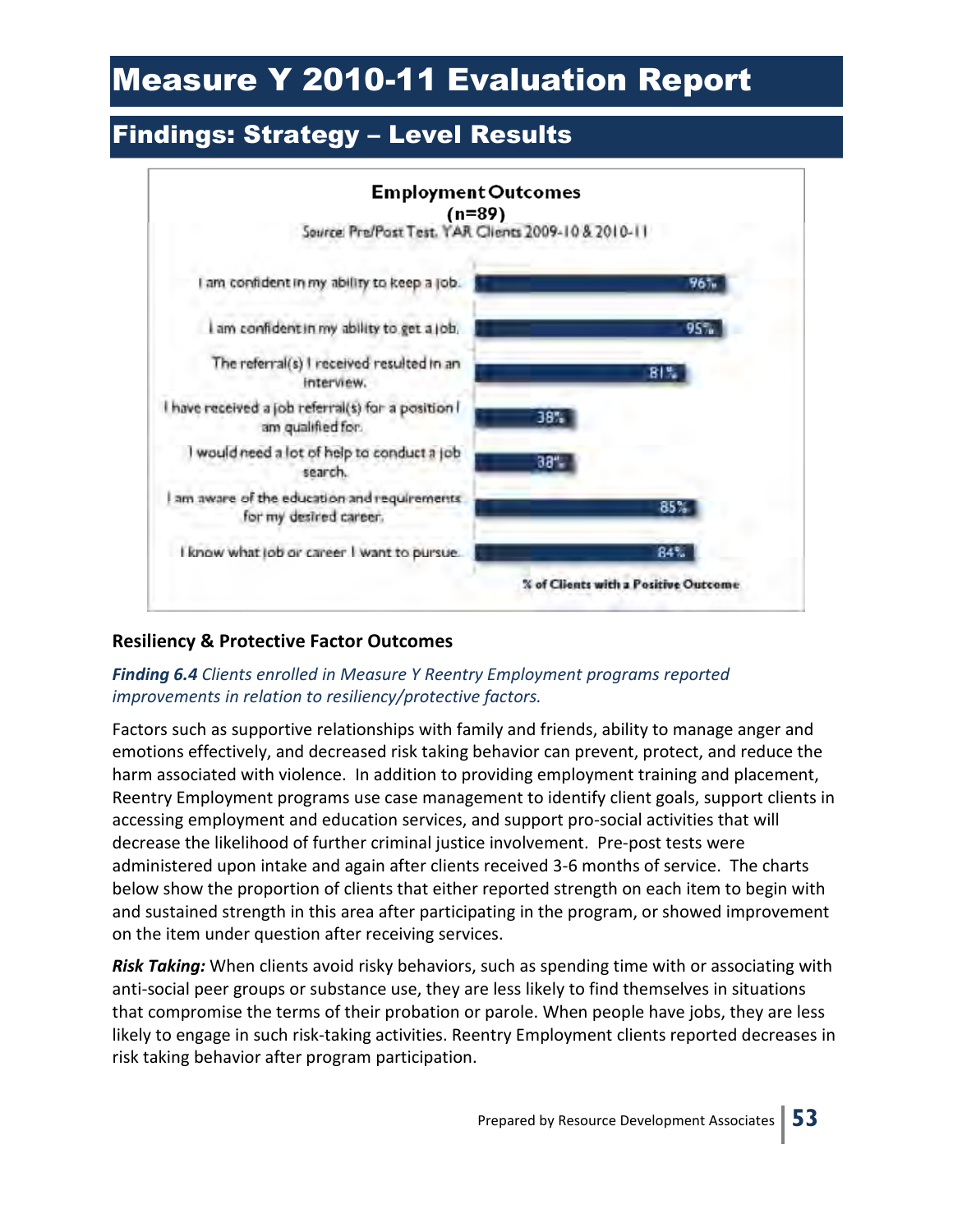# Measure Y 2010-11 Evaluation Report

## Findings: Strategy – Level Results

Employment Outcomes
(n=89)
Source: Pre/Post Test, YAR Clients 2009-10 & 2010-11

I am confident in my ability to keep a job. 96%
I am confident in my ability to get a job. 95%
The referral(s) I received resulted in an interview. 81%
I have received a job referral(s) for a position I am qualified for. 38%
I would need a lot of help to conduct a job search. 38%
I am aware of the education and requirements for my desired career. 85%
I know what job or career I want to pursue. 84%

% of Clients with a Positive Outcome

### Resiliency & Protective Factor Outcomes

***Finding 6.4*** *Clients enrolled in Measure Y Reentry Employment programs reported improvements in relation to resiliency/protective factors.*

Factors such as supportive relationships with family and friends, ability to manage anger and emotions effectively, and decreased risk taking behavior can prevent, protect, and reduce the harm associated with violence. In addition to providing employment training and placement, Reentry Employment programs use case management to identify client goals, support clients in accessing employment and education services, and support pro-social activities that will decrease the likelihood of further criminal justice involvement. Pre-post tests were administered upon intake and again after clients received 3-6 months of service. The charts below show the proportion of clients that either reported strength on each item to begin with and sustained strength in this area after participating in the program, or showed improvement on the item under question after receiving services.

***Risk Taking:*** When clients avoid risky behaviors, such as spending time with or associating with anti-social peer groups or substance use, they are less likely to find themselves in situations that compromise the terms of their probation or parole. When people have jobs, they are less likely to engage in such risk-taking activities. Reentry Employment clients reported decreases in risk taking behavior after program participation.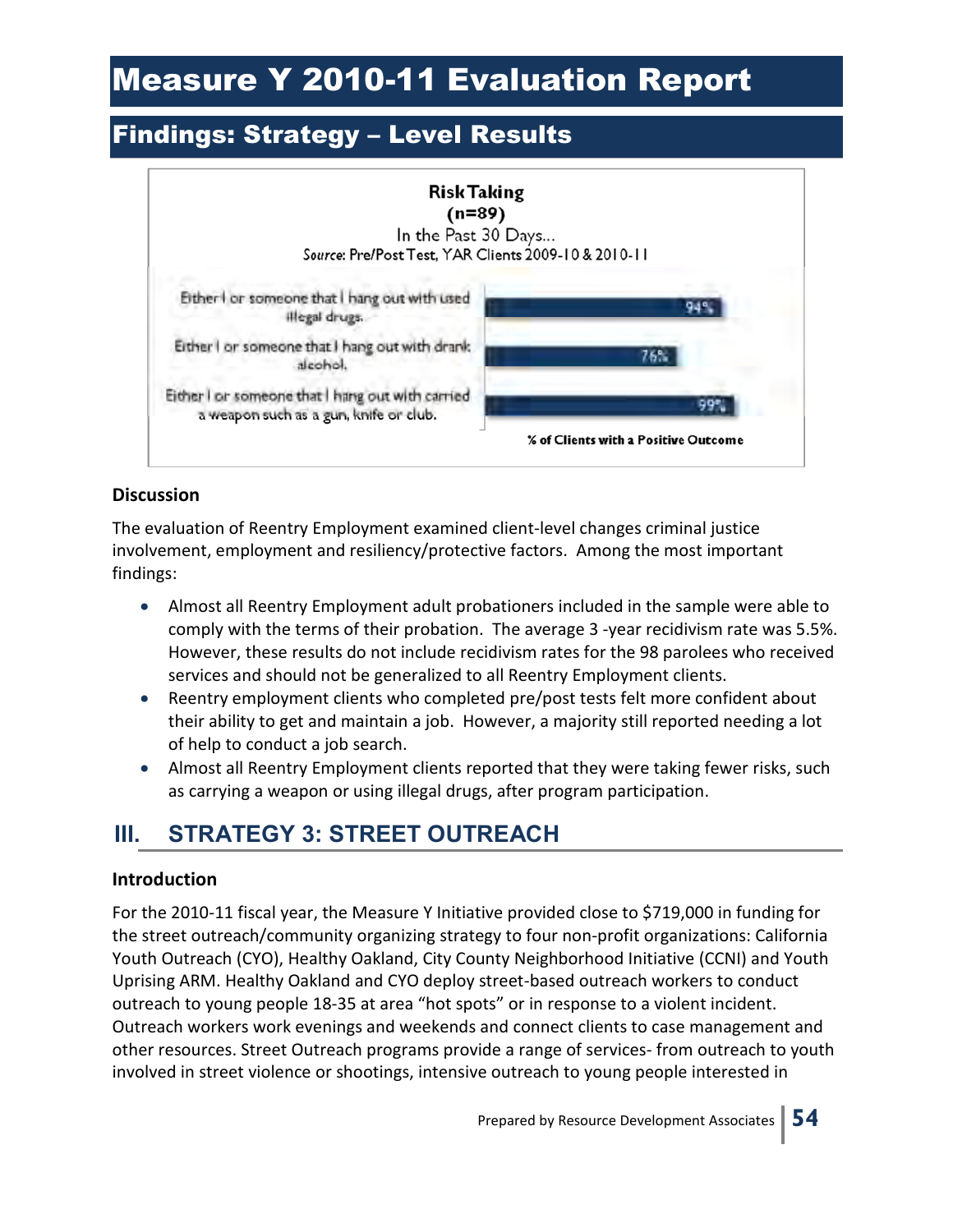# Measure Y 2010-11 Evaluation Report

## Findings: Strategy – Level Results

**Risk Taking**
**(n=89)**
In the Past 30 Days...
*Source*: Pre/Post Test, YAR Clients 2009-10 & 2010-11

Either I or someone that I hang out with used illegal drugs.
94%

Either I or someone that I hang out with drank alcohol.
76%

Either I or someone that I hang out with carried a weapon such as a gun, knife or club.
99%

% of Clients with a Positive Outcome

### Discussion

The evaluation of Reentry Employment examined client-level changes criminal justice involvement, employment and resiliency/protective factors. Among the most important findings:

- Almost all Reentry Employment adult probationers included in the sample were able to comply with the terms of their probation. The average 3 -year recidivism rate was 5.5%. However, these results do not include recidivism rates for the 98 parolees who received services and should not be generalized to all Reentry Employment clients.
- Reentry employment clients who completed pre/post tests felt more confident about their ability to get and maintain a job. However, a majority still reported needing a lot of help to conduct a job search.
- Almost all Reentry Employment clients reported that they were taking fewer risks, such as carrying a weapon or using illegal drugs, after program participation.

## III. STRATEGY 3: STREET OUTREACH

### Introduction

For the 2010-11 fiscal year, the Measure Y Initiative provided close to $719,000 in funding for the street outreach/community organizing strategy to four non-profit organizations: California Youth Outreach (CYO), Healthy Oakland, City County Neighborhood Initiative (CCNI) and Youth Uprising ARM. Healthy Oakland and CYO deploy street-based outreach workers to conduct outreach to young people 18-35 at area "hot spots" or in response to a violent incident. Outreach workers work evenings and weekends and connect clients to case management and other resources. Street Outreach programs provide a range of services- from outreach to youth involved in street violence or shootings, intensive outreach to young people interested in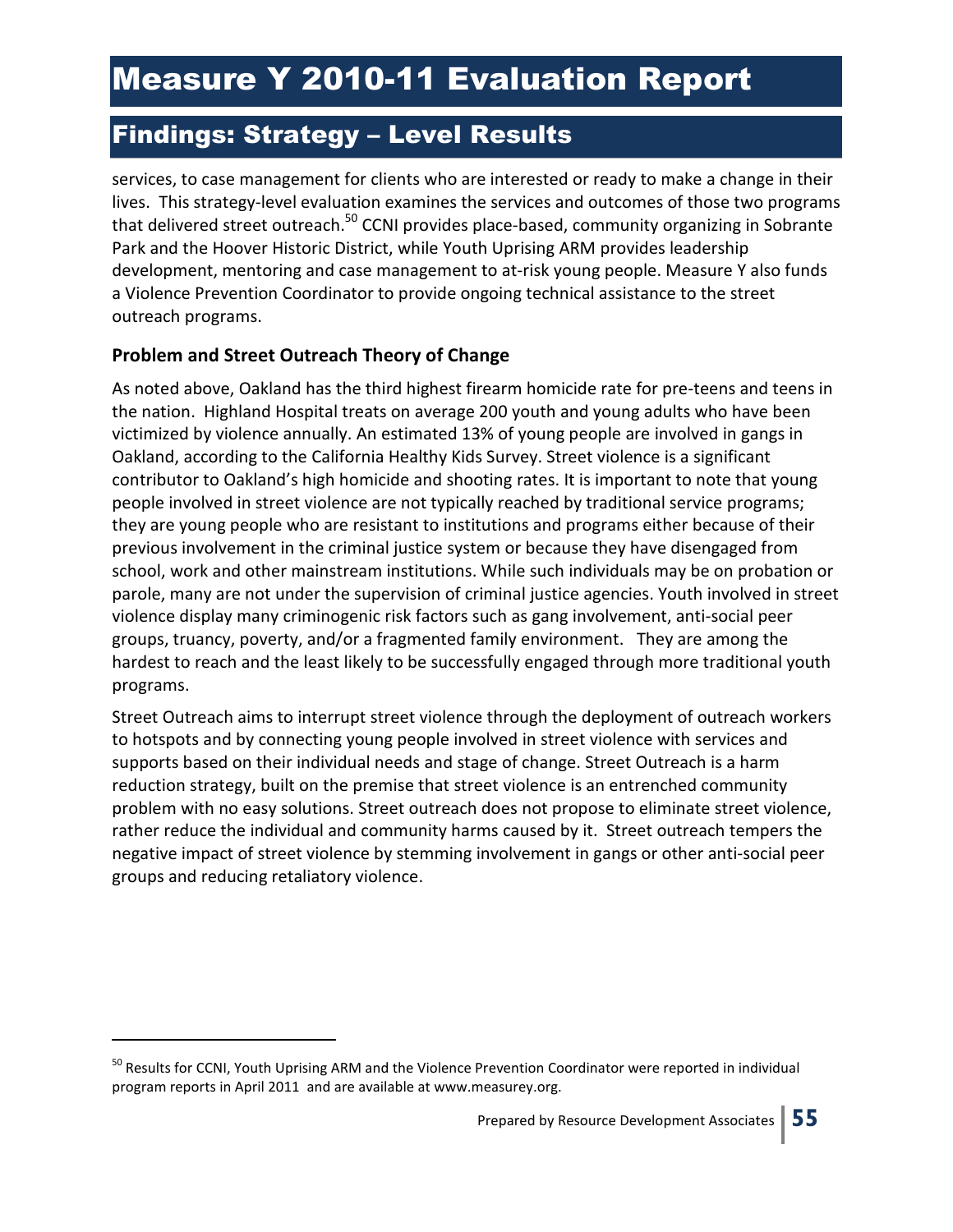services, to case management for clients who are interested or ready to make a change in their lives. This strategy-level evaluation examines the services and outcomes of those two programs that delivered street outreach.[50] CCNI provides place-based, community organizing in Sobrante Park and the Hoover Historic District, while Youth Uprising ARM provides leadership development, mentoring and case management to at-risk young people. Measure Y also funds a Violence Prevention Coordinator to provide ongoing technical assistance to the street outreach programs.

### Problem and Street Outreach Theory of Change

As noted above, Oakland has the third highest firearm homicide rate for pre-teens and teens in the nation. Highland Hospital treats on average 200 youth and young adults who have been victimized by violence annually. An estimated 13% of young people are involved in gangs in Oakland, according to the California Healthy Kids Survey. Street violence is a significant contributor to Oakland's high homicide and shooting rates. It is important to note that young people involved in street violence are not typically reached by traditional service programs; they are young people who are resistant to institutions and programs either because of their previous involvement in the criminal justice system or because they have disengaged from school, work and other mainstream institutions. While such individuals may be on probation or parole, many are not under the supervision of criminal justice agencies. Youth involved in street violence display many criminogenic risk factors such as gang involvement, anti-social peer groups, truancy, poverty, and/or a fragmented family environment. They are among the hardest to reach and the least likely to be successfully engaged through more traditional youth programs.

Street Outreach aims to interrupt street violence through the deployment of outreach workers to hotspots and by connecting young people involved in street violence with services and supports based on their individual needs and stage of change. Street Outreach is a harm reduction strategy, built on the premise that street violence is an entrenched community problem with no easy solutions. Street outreach does not propose to eliminate street violence, rather reduce the individual and community harms caused by it. Street outreach tempers the negative impact of street violence by stemming involvement in gangs or other anti-social peer groups and reducing retaliatory violence.

---

[50] Results for CCNI, Youth Uprising ARM and the Violence Prevention Coordinator were reported in individual program reports in April 2011 and are available at www.measurey.org.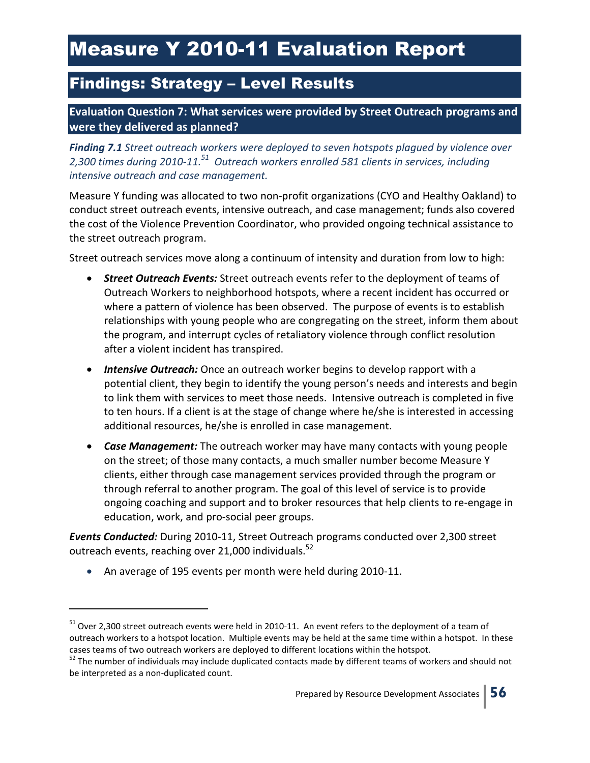# Measure Y 2010-11 Evaluation Report

## Findings: Strategy – Level Results

### Evaluation Question 7: What services were provided by Street Outreach programs and were they delivered as planned?

***Finding 7.1*** *Street outreach workers were deployed to seven hotspots plagued by violence over 2,300 times during 2010-11.*[51] *Outreach workers enrolled 581 clients in services, including intensive outreach and case management.*

Measure Y funding was allocated to two non-profit organizations (CYO and Healthy Oakland) to conduct street outreach events, intensive outreach, and case management; funds also covered the cost of the Violence Prevention Coordinator, who provided ongoing technical assistance to the street outreach program.

Street outreach services move along a continuum of intensity and duration from low to high:

- ***Street Outreach Events:*** Street outreach events refer to the deployment of teams of Outreach Workers to neighborhood hotspots, where a recent incident has occurred or where a pattern of violence has been observed. The purpose of events is to establish relationships with young people who are congregating on the street, inform them about the program, and interrupt cycles of retaliatory violence through conflict resolution after a violent incident has transpired.
- ***Intensive Outreach:*** Once an outreach worker begins to develop rapport with a potential client, they begin to identify the young person's needs and interests and begin to link them with services to meet those needs. Intensive outreach is completed in five to ten hours. If a client is at the stage of change where he/she is interested in accessing additional resources, he/she is enrolled in case management.
- ***Case Management:*** The outreach worker may have many contacts with young people on the street; of those many contacts, a much smaller number become Measure Y clients, either through case management services provided through the program or through referral to another program. The goal of this level of service is to provide ongoing coaching and support and to broker resources that help clients to re-engage in education, work, and pro-social peer groups.

***Events Conducted:*** During 2010-11, Street Outreach programs conducted over 2,300 street outreach events, reaching over 21,000 individuals.[52]

- An average of 195 events per month were held during 2010-11.

---

[51] Over 2,300 street outreach events were held in 2010-11. An event refers to the deployment of a team of outreach workers to a hotspot location. Multiple events may be held at the same time within a hotspot. In these cases teams of two outreach workers are deployed to different locations within the hotspot.

[52] The number of individuals may include duplicated contacts made by different teams of workers and should not be interpreted as a non-duplicated count.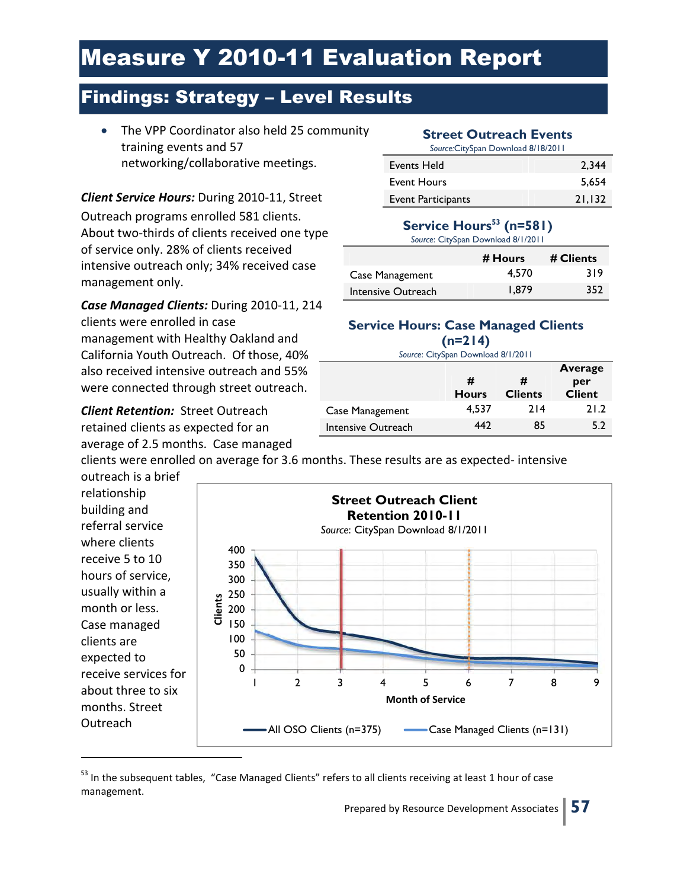# Measure Y 2010-11 Evaluation Report

## Findings: Strategy – Level Results

- The VPP Coordinator also held 25 community training events and 57 networking/collaborative meetings.

***Client Service Hours:*** During 2010-11, Street Outreach programs enrolled 581 clients. About two-thirds of clients received one type of service only. 28% of clients received intensive outreach only; 34% received case management only.

***Case Managed Clients:*** During 2010-11, 214 clients were enrolled in case management with Healthy Oakland and California Youth Outreach. Of those, 40% also received intensive outreach and 55% were connected through street outreach.

***Client Retention:*** Street Outreach retained clients as expected for an average of 2.5 months. Case managed clients were enrolled on average for 3.6 months. These results are as expected- intensive outreach is a brief relationship building and referral service where clients receive 5 to 10 hours of service, usually within a month or less. Case managed clients are expected to receive services for about three to six months. Street Outreach

### Street Outreach Events

*Source:*CitySpan Download 8/18/2011

| | |
|---|---|
| Events Held | 2,344 |
| Event Hours | 5,654 |
| Event Participants | 21,132 |

### Service Hours[53] (n=581)

*Source:* CitySpan Download 8/1/2011

| | # Hours | # Clients |
|---|---|---|
| Case Management | 4,570 | 319 |
| Intensive Outreach | 1,879 | 352 |

### Service Hours: Case Managed Clients (n=214)

*Source:* CitySpan Download 8/1/2011

| | # Hours | # Clients | Average per Client |
|---|---|---|---|
| Case Management | 4,537 | 214 | 21.2 |
| Intensive Outreach | 442 | 85 | 5.2 |

**Street Outreach Client Retention 2010-11**
*Source:* CitySpan Download 8/1/2011

Clients
400
350
300
250
200
150
100
50
0
1 2 3 4 5 6 7 8 9
Month of Service

All OSO Clients (n=375)
Case Managed Clients (n=131)

---

[53] In the subsequent tables, "Case Managed Clients" refers to all clients receiving at least 1 hour of case management.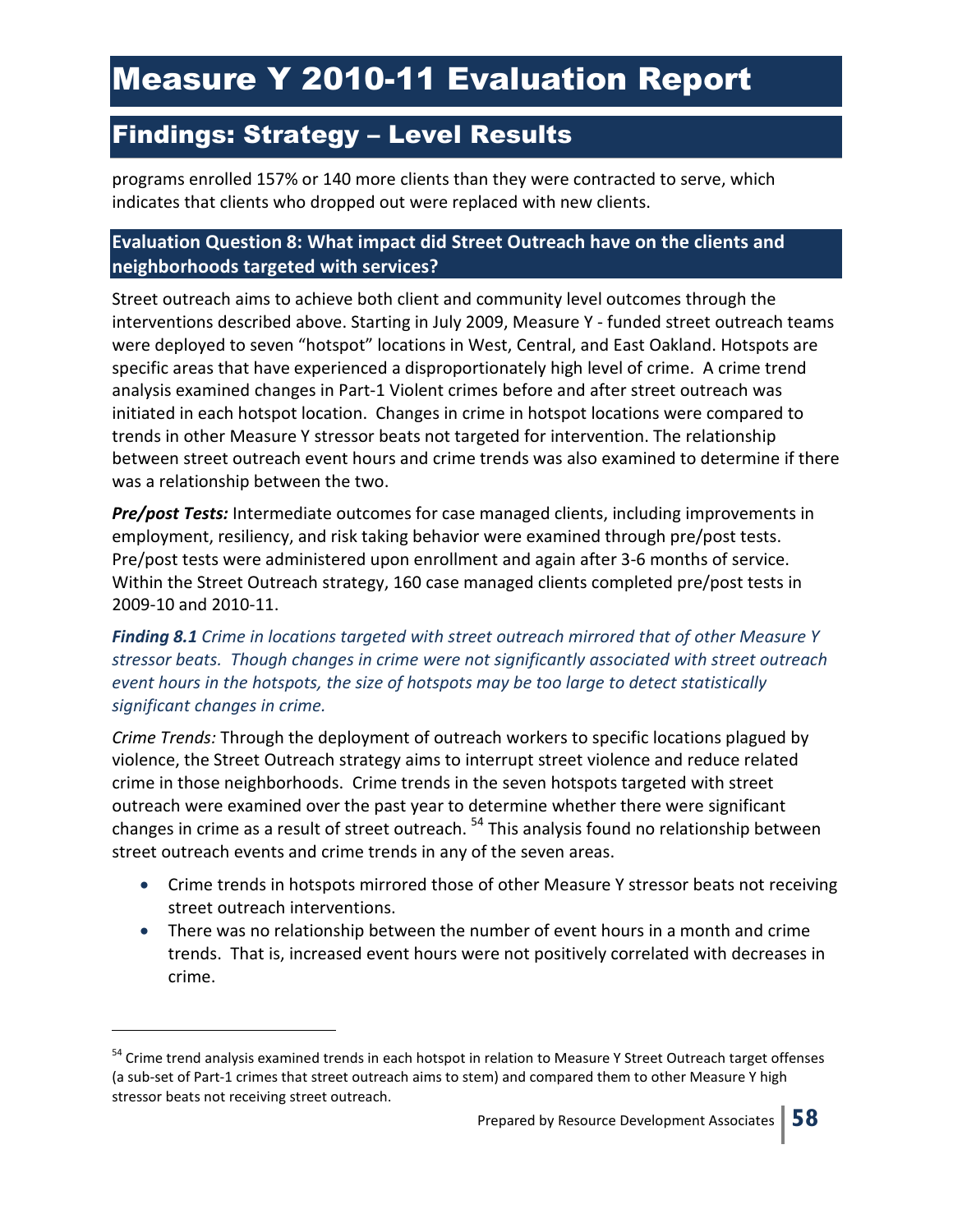programs enrolled 157% or 140 more clients than they were contracted to serve, which indicates that clients who dropped out were replaced with new clients.

### Evaluation Question 8: What impact did Street Outreach have on the clients and neighborhoods targeted with services?

Street outreach aims to achieve both client and community level outcomes through the interventions described above. Starting in July 2009, Measure Y - funded street outreach teams were deployed to seven "hotspot" locations in West, Central, and East Oakland. Hotspots are specific areas that have experienced a disproportionately high level of crime. A crime trend analysis examined changes in Part-1 Violent crimes before and after street outreach was initiated in each hotspot location. Changes in crime in hotspot locations were compared to trends in other Measure Y stressor beats not targeted for intervention. The relationship between street outreach event hours and crime trends was also examined to determine if there was a relationship between the two.

***Pre/post Tests:*** Intermediate outcomes for case managed clients, including improvements in employment, resiliency, and risk taking behavior were examined through pre/post tests. Pre/post tests were administered upon enrollment and again after 3-6 months of service. Within the Street Outreach strategy, 160 case managed clients completed pre/post tests in 2009-10 and 2010-11.

***Finding 8.1*** *Crime in locations targeted with street outreach mirrored that of other Measure Y stressor beats. Though changes in crime were not significantly associated with street outreach event hours in the hotspots, the size of hotspots may be too large to detect statistically significant changes in crime.*

*Crime Trends:* Through the deployment of outreach workers to specific locations plagued by violence, the Street Outreach strategy aims to interrupt street violence and reduce related crime in those neighborhoods. Crime trends in the seven hotspots targeted with street outreach were examined over the past year to determine whether there were significant changes in crime as a result of street outreach. [54] This analysis found no relationship between street outreach events and crime trends in any of the seven areas.

- Crime trends in hotspots mirrored those of other Measure Y stressor beats not receiving street outreach interventions.
- There was no relationship between the number of event hours in a month and crime trends. That is, increased event hours were not positively correlated with decreases in crime.

[54] Crime trend analysis examined trends in each hotspot in relation to Measure Y Street Outreach target offenses (a sub-set of Part-1 crimes that street outreach aims to stem) and compared them to other Measure Y high stressor beats not receiving street outreach.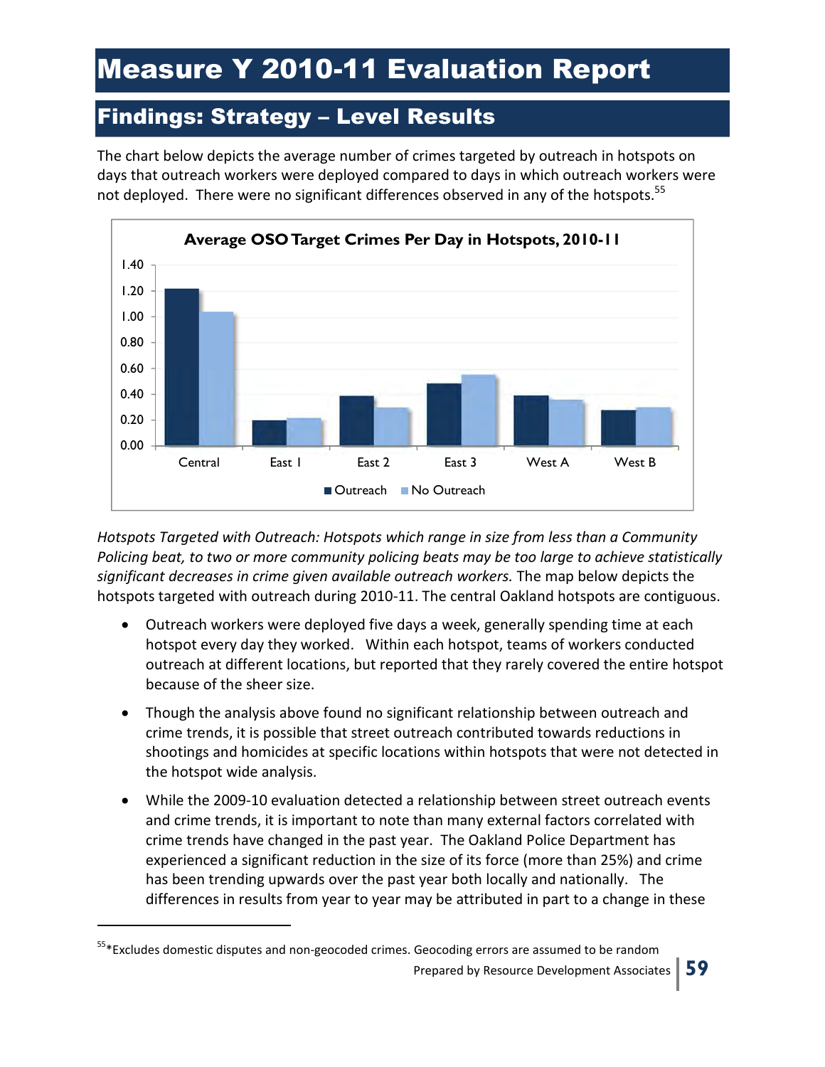# Measure Y 2010-11 Evaluation Report

## Findings: Strategy – Level Results

The chart below depicts the average number of crimes targeted by outreach in hotspots on days that outreach workers were deployed compared to days in which outreach workers were not deployed. There were no significant differences observed in any of the hotspots.[55]

**Average OSO Target Crimes Per Day in Hotspots, 2010-11**

1.40
1.20
1.00
0.80
0.60
0.40
0.20
0.00

Central
East 1
East 2
East 3
West A
West B

Outreach
No Outreach

*Hotspots Targeted with Outreach: Hotspots which range in size from less than a Community Policing beat, to two or more community policing beats may be too large to achieve statistically significant decreases in crime given available outreach workers.* The map below depicts the hotspots targeted with outreach during 2010-11. The central Oakland hotspots are contiguous.

- Outreach workers were deployed five days a week, generally spending time at each hotspot every day they worked. Within each hotspot, teams of workers conducted outreach at different locations, but reported that they rarely covered the entire hotspot because of the sheer size.
- Though the analysis above found no significant relationship between outreach and crime trends, it is possible that street outreach contributed towards reductions in shootings and homicides at specific locations within hotspots that were not detected in the hotspot wide analysis.
- While the 2009-10 evaluation detected a relationship between street outreach events and crime trends, it is important to note than many external factors correlated with crime trends have changed in the past year. The Oakland Police Department has experienced a significant reduction in the size of its force (more than 25%) and crime has been trending upwards over the past year both locally and nationally. The differences in results from year to year may be attributed in part to a change in these

[55]*Excludes domestic disputes and non-geocoded crimes. Geocoding errors are assumed to be random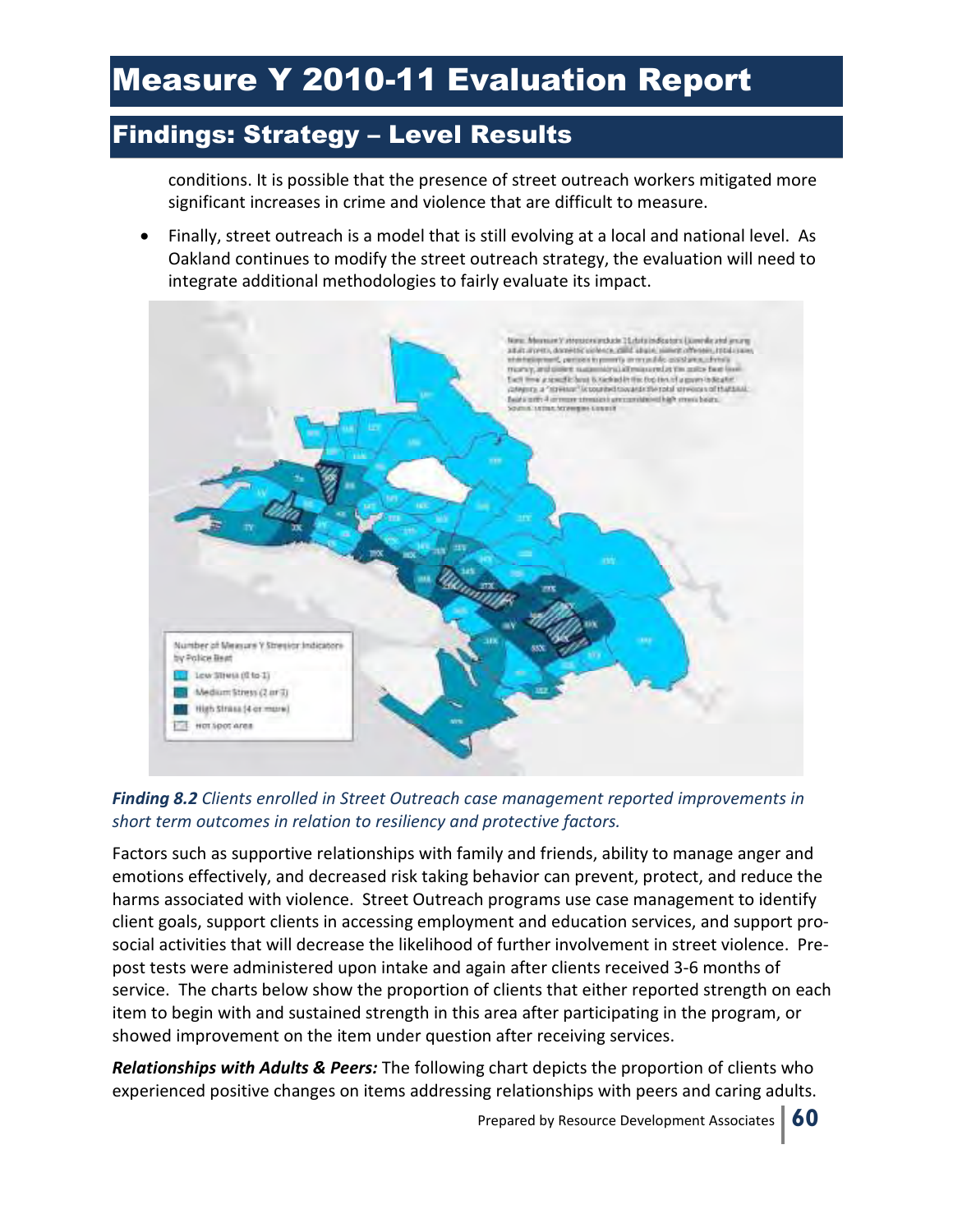conditions. It is possible that the presence of street outreach workers mitigated more significant increases in crime and violence that are difficult to measure.

- Finally, street outreach is a model that is still evolving at a local and national level. As Oakland continues to modify the street outreach strategy, the evaluation will need to integrate additional methodologies to fairly evaluate its impact.

Number of Measure Y Stressor Indicators by Police Beat

Low Stress (0 to 1)

Medium Stress (2 or 3)

High Stress (4 or more)

Hot Spot Area

***Finding 8.2*** *Clients enrolled in Street Outreach case management reported improvements in short term outcomes in relation to resiliency and protective factors.*

Factors such as supportive relationships with family and friends, ability to manage anger and emotions effectively, and decreased risk taking behavior can prevent, protect, and reduce the harms associated with violence. Street Outreach programs use case management to identify client goals, support clients in accessing employment and education services, and support pro-social activities that will decrease the likelihood of further involvement in street violence. Pre-post tests were administered upon intake and again after clients received 3-6 months of service. The charts below show the proportion of clients that either reported strength on each item to begin with and sustained strength in this area after participating in the program, or showed improvement on the item under question after receiving services.

***Relationships with Adults & Peers:*** The following chart depicts the proportion of clients who experienced positive changes on items addressing relationships with peers and caring adults.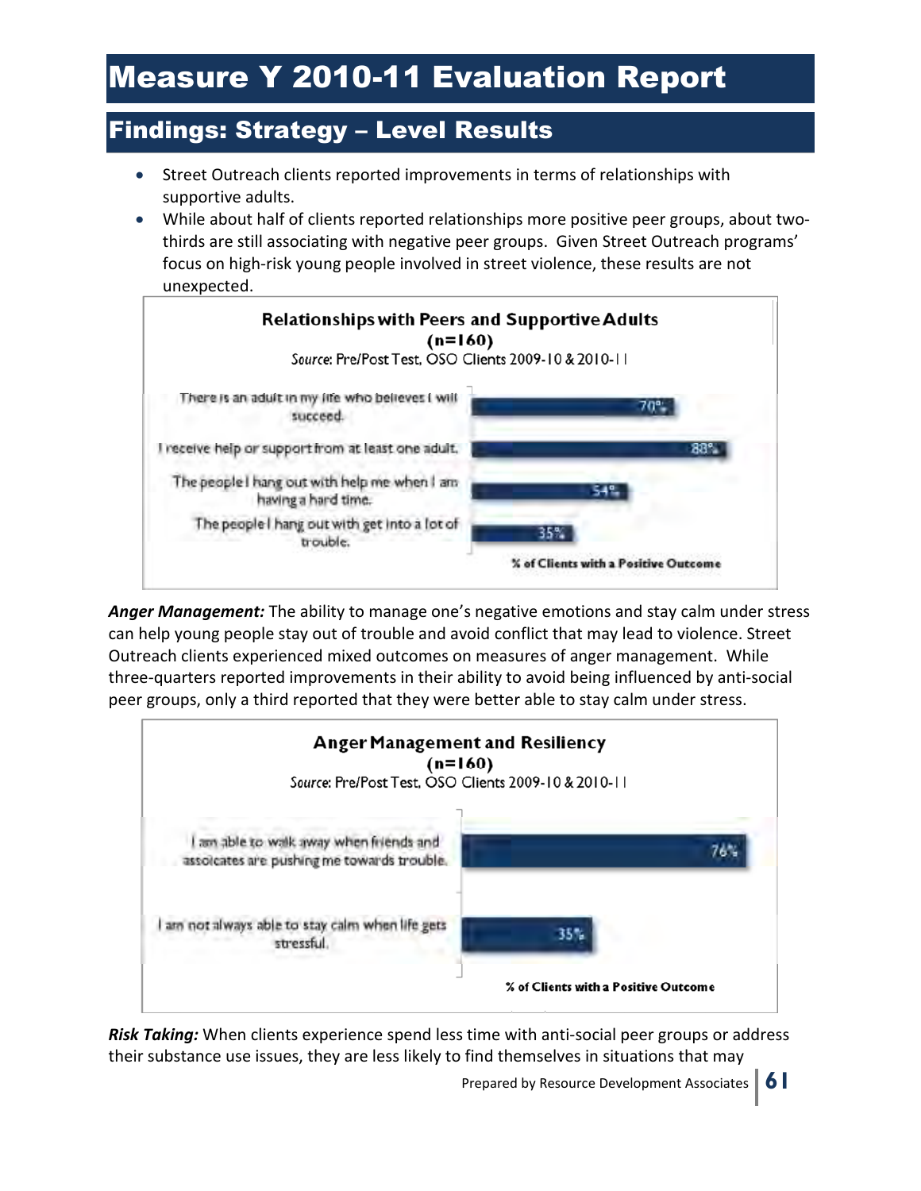# Measure Y 2010-11 Evaluation Report

## Findings: Strategy – Level Results

- Street Outreach clients reported improvements in terms of relationships with supportive adults.
- While about half of clients reported relationships more positive peer groups, about two-thirds are still associating with negative peer groups. Given Street Outreach programs' focus on high-risk young people involved in street violence, these results are not unexpected.

**Relationships with Peers and Supportive Adults**
**(n=160)**
*Source:* Pre/Post Test, OSO Clients 2009-10 & 2010-11

There is an adult in my life who believes I will succeed. 70%
I receive help or support from at least one adult. 88%
The people I hang out with help me when I am having a hard time. 54%
The people I hang out with get into a lot of trouble. 35%

% of Clients with a Positive Outcome

***Anger Management:*** The ability to manage one's negative emotions and stay calm under stress can help young people stay out of trouble and avoid conflict that may lead to violence. Street Outreach clients experienced mixed outcomes on measures of anger management. While three-quarters reported improvements in their ability to avoid being influenced by anti-social peer groups, only a third reported that they were better able to stay calm under stress.

**Anger Management and Resiliency**
**(n=160)**
*Source:* Pre/Post Test, OSO Clients 2009-10 & 2010-11

I am able to walk away when friends and assoicates are pushing me towards trouble. 76%
I am not always able to stay calm when life gets stressful. 35%

% of Clients with a Positive Outcome

***Risk Taking:*** When clients experience spend less time with anti-social peer groups or address their substance use issues, they are less likely to find themselves in situations that may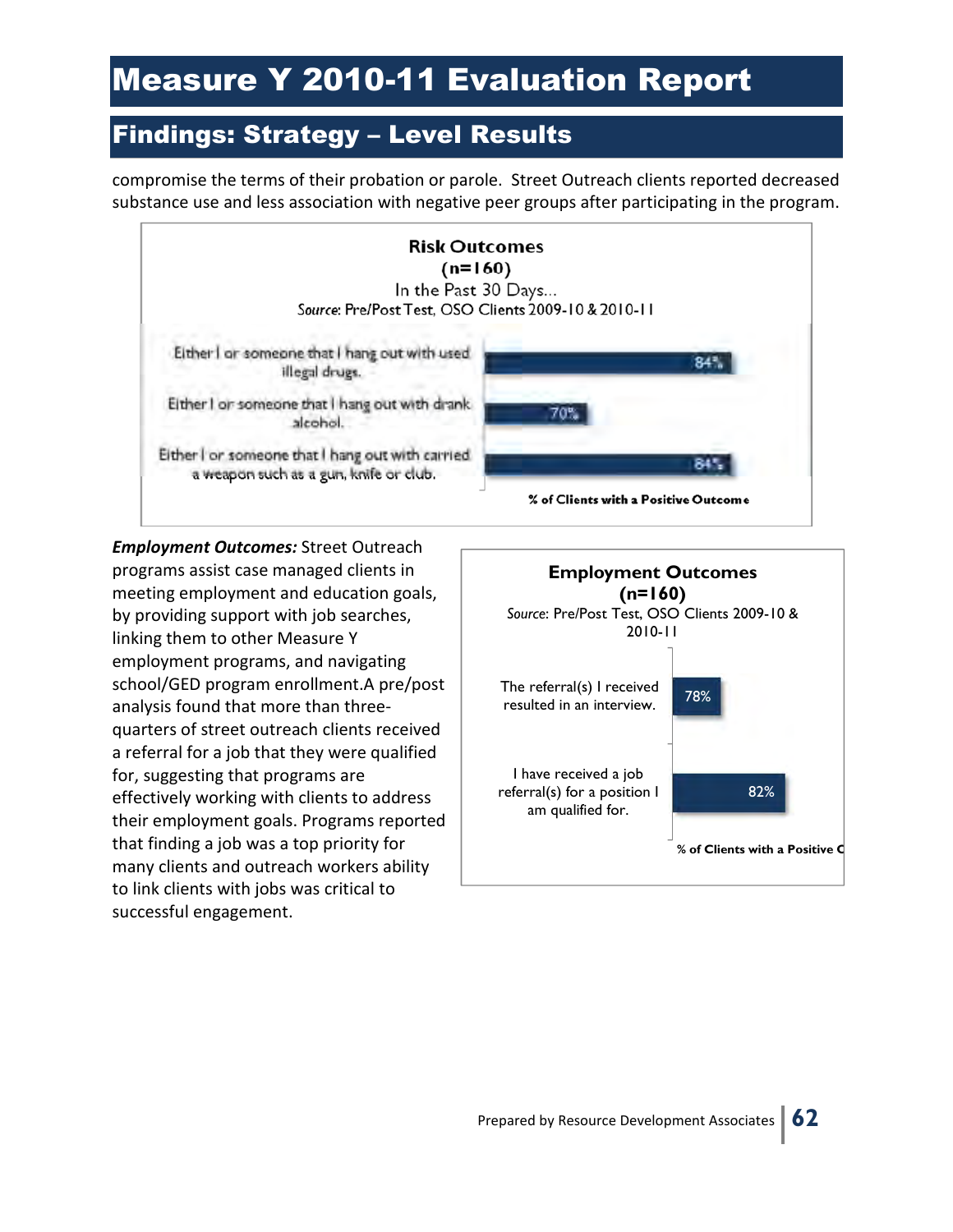compromise the terms of their probation or parole. Street Outreach clients reported decreased substance use and less association with negative peer groups after participating in the program.

**Risk Outcomes**
**(n=160)**
In the Past 30 Days...
*Source*: Pre/Post Test, OSO Clients 2009-10 & 2010-11

Either I or someone that I hang out with used illegal drugs.
84%
Either I or someone that I hang out with drank alcohol.
70%
Either I or someone that I hang out with carried a weapon such as a gun, knife or club.
84%
% of Clients with a Positive Outcome

***Employment Outcomes:*** Street Outreach programs assist case managed clients in meeting employment and education goals, by providing support with job searches, linking them to other Measure Y employment programs, and navigating school/GED program enrollment.A pre/post analysis found that more than three-quarters of street outreach clients received a referral for a job that they were qualified for, suggesting that programs are effectively working with clients to address their employment goals. Programs reported that finding a job was a top priority for many clients and outreach workers ability to link clients with jobs was critical to successful engagement.

**Employment Outcomes**
**(n=160)**
*Source*: Pre/Post Test, OSO Clients 2009-10 & 2010-11

The referral(s) I received resulted in an interview.
78%
I have received a job referral(s) for a position I am qualified for.
82%
% of Clients with a Positive C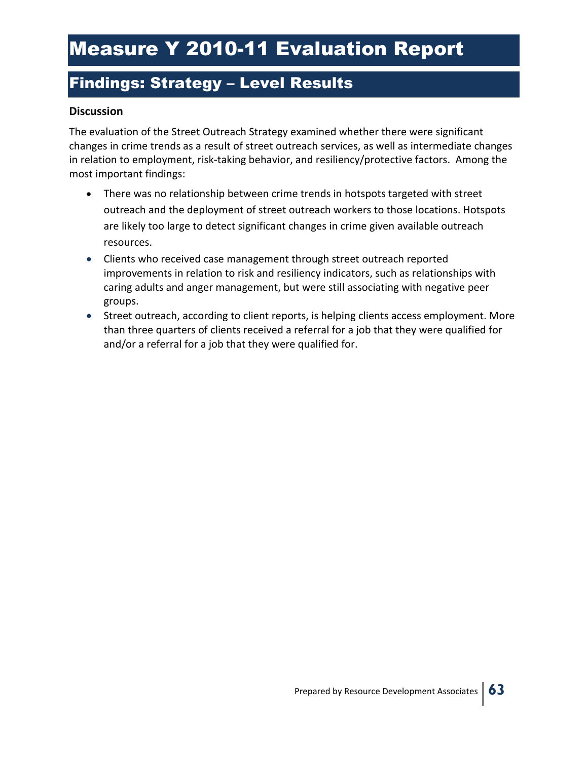# Measure Y 2010-11 Evaluation Report

## Findings: Strategy – Level Results

### Discussion

The evaluation of the Street Outreach Strategy examined whether there were significant changes in crime trends as a result of street outreach services, as well as intermediate changes in relation to employment, risk-taking behavior, and resiliency/protective factors. Among the most important findings:

- There was no relationship between crime trends in hotspots targeted with street outreach and the deployment of street outreach workers to those locations. Hotspots are likely too large to detect significant changes in crime given available outreach resources.
- Clients who received case management through street outreach reported improvements in relation to risk and resiliency indicators, such as relationships with caring adults and anger management, but were still associating with negative peer groups.
- Street outreach, according to client reports, is helping clients access employment. More than three quarters of clients received a referral for a job that they were qualified for and/or a referral for a job that they were qualified for.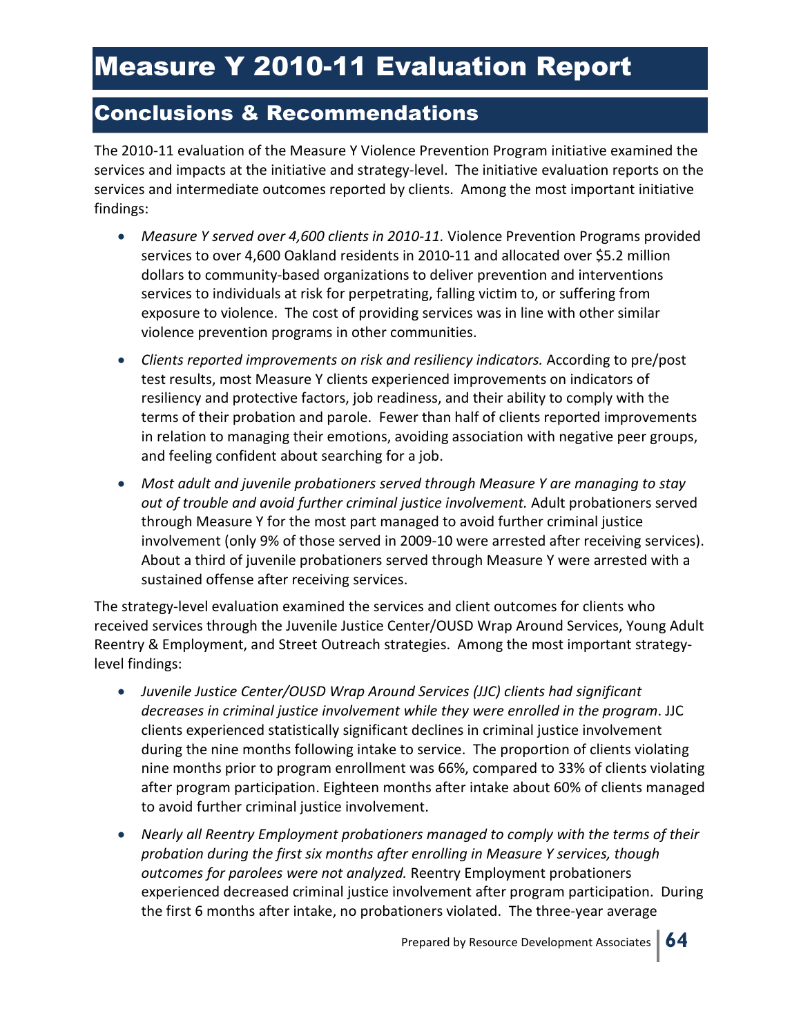# Measure Y 2010-11 Evaluation Report

## Conclusions & Recommendations

The 2010-11 evaluation of the Measure Y Violence Prevention Program initiative examined the services and impacts at the initiative and strategy-level. The initiative evaluation reports on the services and intermediate outcomes reported by clients. Among the most important initiative findings:

- *Measure Y served over 4,600 clients in 2010-11.* Violence Prevention Programs provided services to over 4,600 Oakland residents in 2010-11 and allocated over $5.2 million dollars to community-based organizations to deliver prevention and interventions services to individuals at risk for perpetrating, falling victim to, or suffering from exposure to violence. The cost of providing services was in line with other similar violence prevention programs in other communities.
- *Clients reported improvements on risk and resiliency indicators.* According to pre/post test results, most Measure Y clients experienced improvements on indicators of resiliency and protective factors, job readiness, and their ability to comply with the terms of their probation and parole. Fewer than half of clients reported improvements in relation to managing their emotions, avoiding association with negative peer groups, and feeling confident about searching for a job.
- *Most adult and juvenile probationers served through Measure Y are managing to stay out of trouble and avoid further criminal justice involvement.* Adult probationers served through Measure Y for the most part managed to avoid further criminal justice involvement (only 9% of those served in 2009-10 were arrested after receiving services). About a third of juvenile probationers served through Measure Y were arrested with a sustained offense after receiving services.

The strategy-level evaluation examined the services and client outcomes for clients who received services through the Juvenile Justice Center/OUSD Wrap Around Services, Young Adult Reentry & Employment, and Street Outreach strategies. Among the most important strategy-level findings:

- *Juvenile Justice Center/OUSD Wrap Around Services (JJC) clients had significant decreases in criminal justice involvement while they were enrolled in the program*. JJC clients experienced statistically significant declines in criminal justice involvement during the nine months following intake to service. The proportion of clients violating nine months prior to program enrollment was 66%, compared to 33% of clients violating after program participation. Eighteen months after intake about 60% of clients managed to avoid further criminal justice involvement.
- *Nearly all Reentry Employment probationers managed to comply with the terms of their probation during the first six months after enrolling in Measure Y services, though outcomes for parolees were not analyzed.* Reentry Employment probationers experienced decreased criminal justice involvement after program participation. During the first 6 months after intake, no probationers violated. The three-year average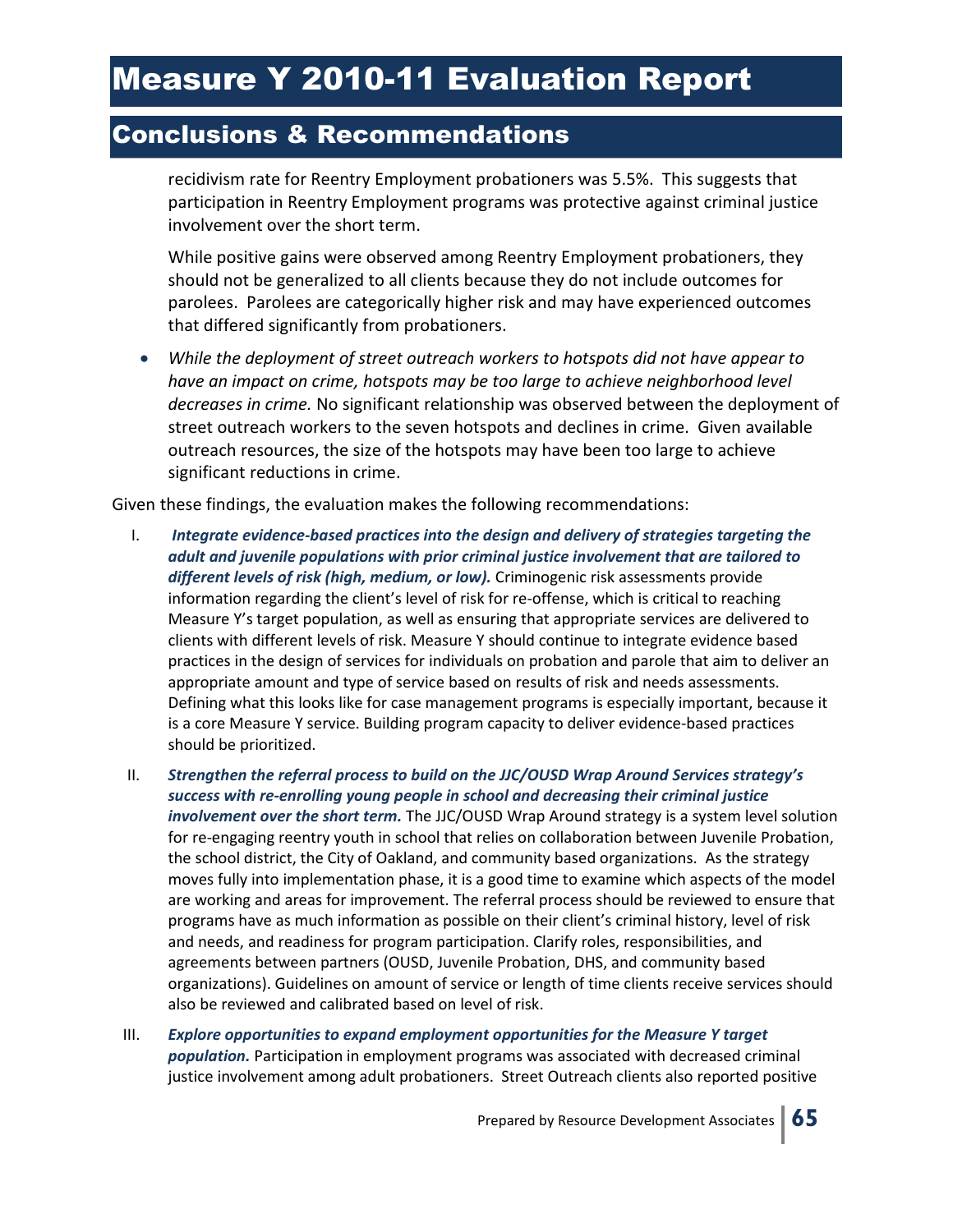recidivism rate for Reentry Employment probationers was 5.5%. This suggests that participation in Reentry Employment programs was protective against criminal justice involvement over the short term.

While positive gains were observed among Reentry Employment probationers, they should not be generalized to all clients because they do not include outcomes for parolees. Parolees are categorically higher risk and may have experienced outcomes that differed significantly from probationers.

- *While the deployment of street outreach workers to hotspots did not have appear to have an impact on crime, hotspots may be too large to achieve neighborhood level decreases in crime.* No significant relationship was observed between the deployment of street outreach workers to the seven hotspots and declines in crime. Given available outreach resources, the size of the hotspots may have been too large to achieve significant reductions in crime.

Given these findings, the evaluation makes the following recommendations:

I. ***Integrate evidence-based practices into the design and delivery of strategies targeting the adult and juvenile populations with prior criminal justice involvement that are tailored to different levels of risk (high, medium, or low).*** Criminogenic risk assessments provide information regarding the client's level of risk for re-offense, which is critical to reaching Measure Y's target population, as well as ensuring that appropriate services are delivered to clients with different levels of risk. Measure Y should continue to integrate evidence based practices in the design of services for individuals on probation and parole that aim to deliver an appropriate amount and type of service based on results of risk and needs assessments. Defining what this looks like for case management programs is especially important, because it is a core Measure Y service. Building program capacity to deliver evidence-based practices should be prioritized.

II. ***Strengthen the referral process to build on the JJC/OUSD Wrap Around Services strategy's success with re-enrolling young people in school and decreasing their criminal justice involvement over the short term.*** The JJC/OUSD Wrap Around strategy is a system level solution for re-engaging reentry youth in school that relies on collaboration between Juvenile Probation, the school district, the City of Oakland, and community based organizations. As the strategy moves fully into implementation phase, it is a good time to examine which aspects of the model are working and areas for improvement. The referral process should be reviewed to ensure that programs have as much information as possible on their client's criminal history, level of risk and needs, and readiness for program participation. Clarify roles, responsibilities, and agreements between partners (OUSD, Juvenile Probation, DHS, and community based organizations). Guidelines on amount of service or length of time clients receive services should also be reviewed and calibrated based on level of risk.

III. ***Explore opportunities to expand employment opportunities for the Measure Y target population.*** Participation in employment programs was associated with decreased criminal justice involvement among adult probationers. Street Outreach clients also reported positive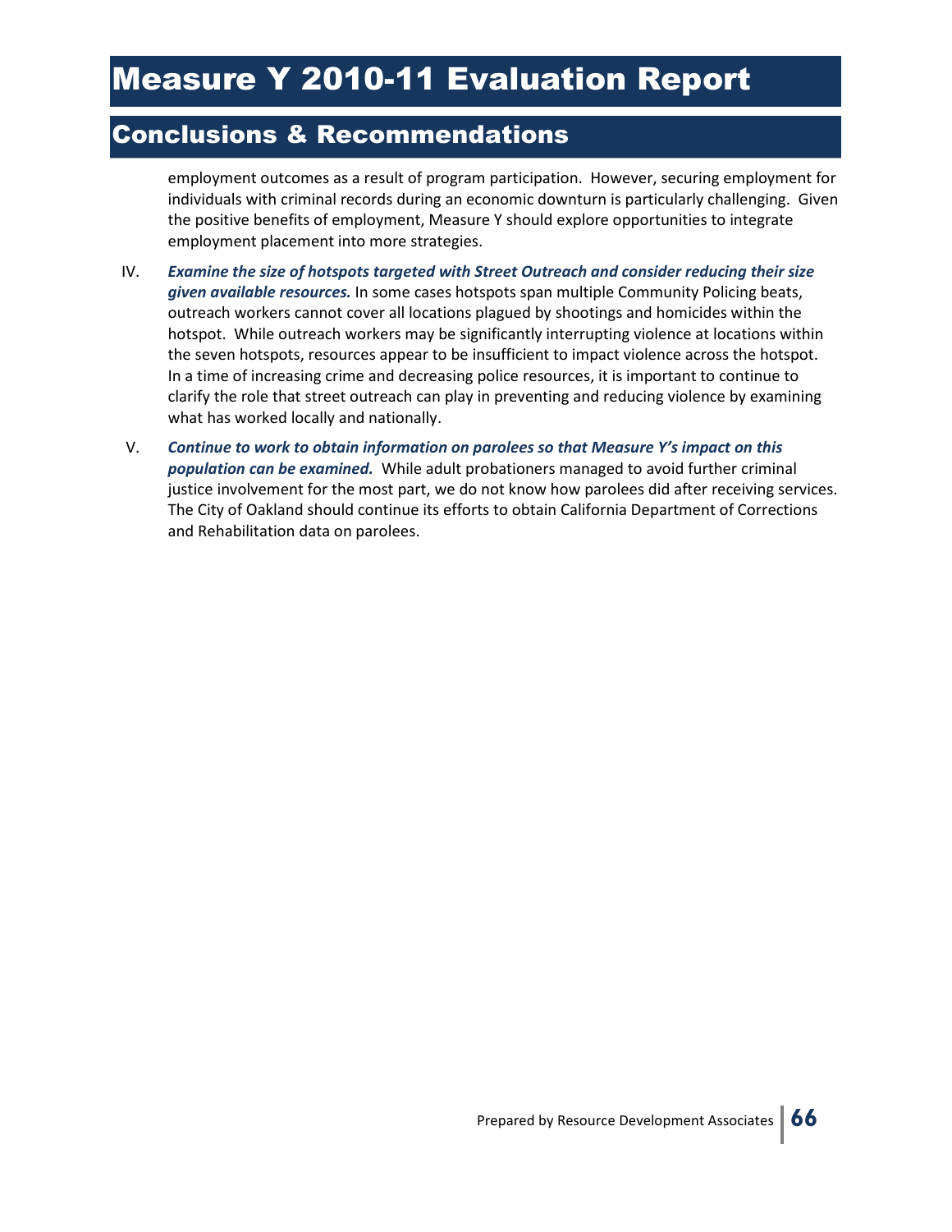## Conclusions & Recommendations

employment outcomes as a result of program participation. However, securing employment for individuals with criminal records during an economic downturn is particularly challenging. Given the positive benefits of employment, Measure Y should explore opportunities to integrate employment placement into more strategies.

IV. ***Examine the size of hotspots targeted with Street Outreach and consider reducing their size given available resources.*** In some cases hotspots span multiple Community Policing beats, outreach workers cannot cover all locations plagued by shootings and homicides within the hotspot. While outreach workers may be significantly interrupting violence at locations within the seven hotspots, resources appear to be insufficient to impact violence across the hotspot. In a time of increasing crime and decreasing police resources, it is important to continue to clarify the role that street outreach can play in preventing and reducing violence by examining what has worked locally and nationally.

V. ***Continue to work to obtain information on parolees so that Measure Y's impact on this population can be examined.*** While adult probationers managed to avoid further criminal justice involvement for the most part, we do not know how parolees did after receiving services. The City of Oakland should continue its efforts to obtain California Department of Corrections and Rehabilitation data on parolees.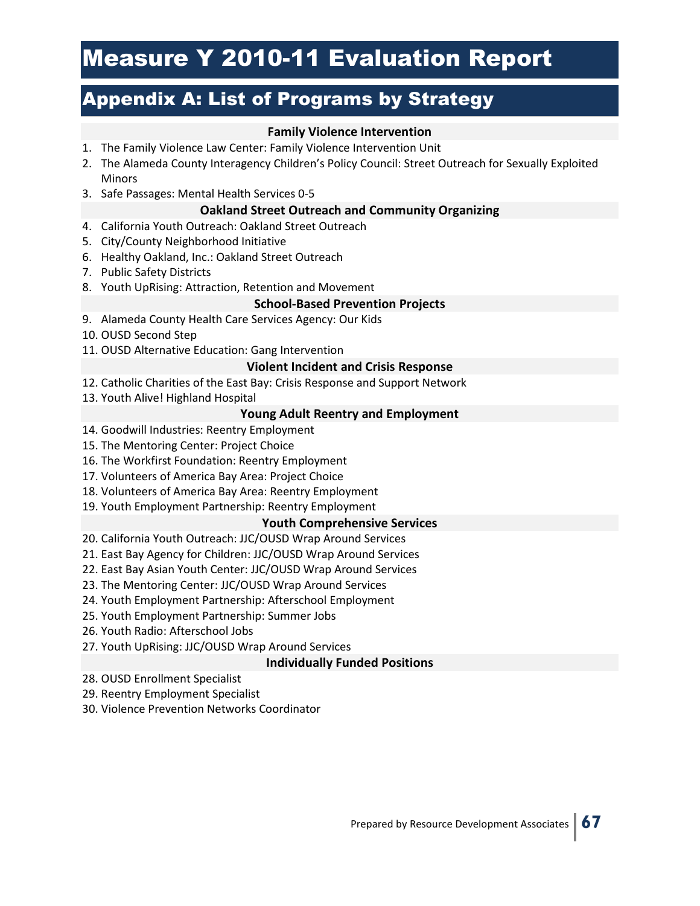# Measure Y 2010-11 Evaluation Report

## Appendix A: List of Programs by Strategy

### Family Violence Intervention

1. The Family Violence Law Center: Family Violence Intervention Unit
2. The Alameda County Interagency Children's Policy Council: Street Outreach for Sexually Exploited Minors
3. Safe Passages: Mental Health Services 0-5

### Oakland Street Outreach and Community Organizing

4. California Youth Outreach: Oakland Street Outreach
5. City/County Neighborhood Initiative
6. Healthy Oakland, Inc.: Oakland Street Outreach
7. Public Safety Districts
8. Youth UpRising: Attraction, Retention and Movement

### School-Based Prevention Projects

9. Alameda County Health Care Services Agency: Our Kids
10. OUSD Second Step
11. OUSD Alternative Education: Gang Intervention

### Violent Incident and Crisis Response

12. Catholic Charities of the East Bay: Crisis Response and Support Network
13. Youth Alive! Highland Hospital

### Young Adult Reentry and Employment

14. Goodwill Industries: Reentry Employment
15. The Mentoring Center: Project Choice
16. The Workfirst Foundation: Reentry Employment
17. Volunteers of America Bay Area: Project Choice
18. Volunteers of America Bay Area: Reentry Employment
19. Youth Employment Partnership: Reentry Employment

### Youth Comprehensive Services

20. California Youth Outreach: JJC/OUSD Wrap Around Services
21. East Bay Agency for Children: JJC/OUSD Wrap Around Services
22. East Bay Asian Youth Center: JJC/OUSD Wrap Around Services
23. The Mentoring Center: JJC/OUSD Wrap Around Services
24. Youth Employment Partnership: Afterschool Employment
25. Youth Employment Partnership: Summer Jobs
26. Youth Radio: Afterschool Jobs
27. Youth UpRising: JJC/OUSD Wrap Around Services

### Individually Funded Positions

28. OUSD Enrollment Specialist
29. Reentry Employment Specialist
30. Violence Prevention Networks Coordinator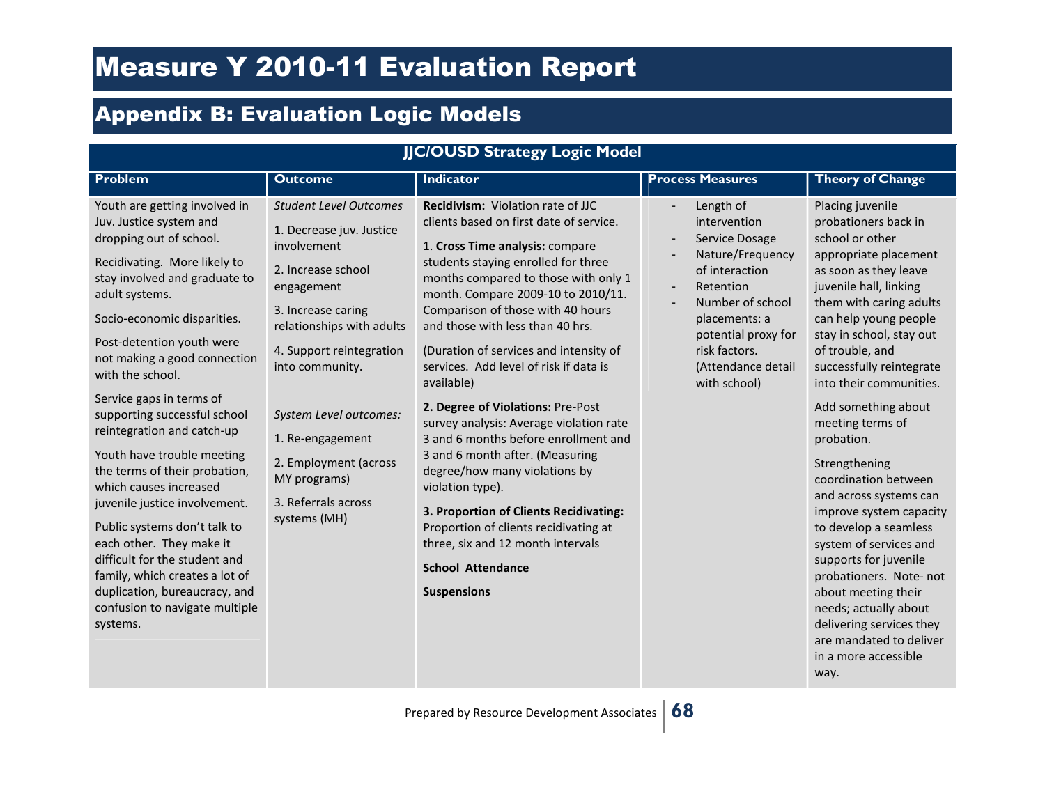# Measure Y 2010-11 Evaluation Report

## Appendix B: Evaluation Logic Models

| JJC/OUSD Strategy Logic Model | | | | |
|---|---|---|---|---|
| **Problem** | **Outcome** | **Indicator** | **Process Measures** | **Theory of Change** |
| Youth are getting involved in Juv. Justice system and dropping out of school.<br><br>Recidivating. More likely to stay involved and graduate to adult systems.<br><br>Socio-economic disparities.<br><br>Post-detention youth were not making a good connection with the school.<br><br>Service gaps in terms of supporting successful school reintegration and catch-up<br><br>Youth have trouble meeting the terms of their probation, which causes increased juvenile justice involvement.<br><br>Public systems don't talk to each other. They make it difficult for the student and family, which creates a lot of duplication, bureaucracy, and confusion to navigate multiple systems. | *Student Level Outcomes*<br><br>1. Decrease juv. Justice involvement<br><br>2. Increase school engagement<br><br>3. Increase caring relationships with adults<br><br>4. Support reintegration into community.<br><br>*System Level outcomes:*<br><br>1. Re-engagement<br><br>2. Employment (across MY programs)<br><br>3. Referrals across systems (MH) | **Recidivism:** Violation rate of JJC clients based on first date of service.<br><br>1. **Cross Time analysis:** compare students staying enrolled for three months compared to those with only 1 month. Compare 2009-10 to 2010/11. Comparison of those with 40 hours and those with less than 40 hrs.<br><br>(Duration of services and intensity of services. Add level of risk if data is available)<br><br>**2. Degree of Violations:** Pre-Post survey analysis: Average violation rate 3 and 6 months before enrollment and 3 and 6 month after. (Measuring degree/how many violations by violation type).<br><br>**3. Proportion of Clients Recidivating:** Proportion of clients recidivating at three, six and 12 month intervals<br><br>**School Attendance**<br><br>**Suspensions** | - Length of intervention<br>- Service Dosage<br>- Nature/Frequency of interaction<br>- Retention<br>- Number of school placements: a potential proxy for risk factors. (Attendance detail with school) | Placing juvenile probationers back in school or other appropriate placement as soon as they leave juvenile hall, linking them with caring adults can help young people stay in school, stay out of trouble, and successfully reintegrate into their communities.<br><br>Add something about meeting terms of probation.<br><br>Strengthening coordination between and across systems can improve system capacity to develop a seamless system of services and supports for juvenile probationers. Note- not about meeting their needs; actually about delivering services they are mandated to deliver in a more accessible way. |

Prepared by Resource Development Associates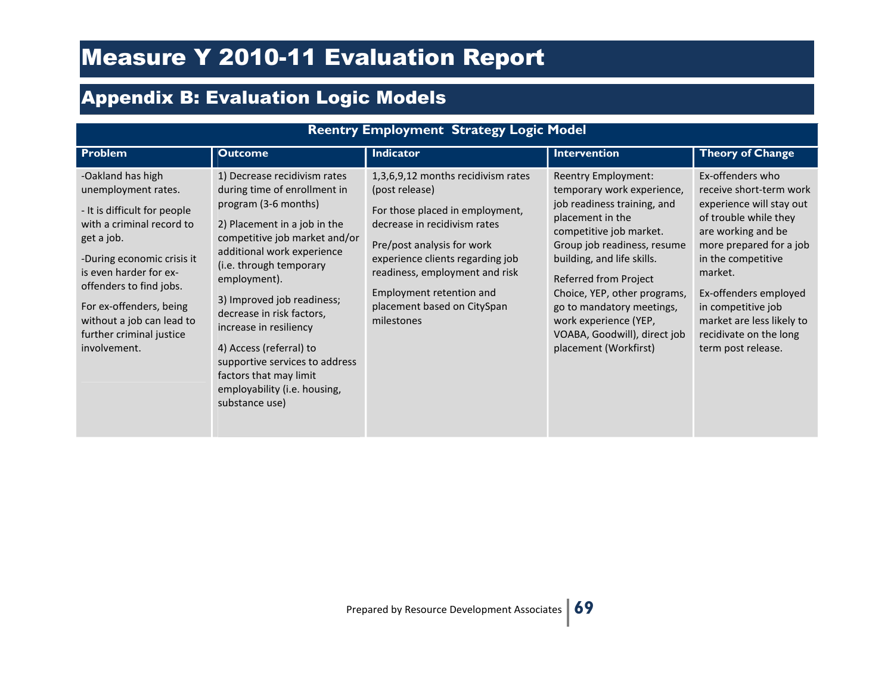# Measure Y 2010-11 Evaluation Report

## Appendix B: Evaluation Logic Models

| Reentry Employment Strategy Logic Model | | | | |
|---|---|---|---|---|
| **Problem** | **Outcome** | **Indicator** | **Intervention** | **Theory of Change** |
| -Oakland has high unemployment rates.<br><br>- It is difficult for people with a criminal record to get a job.<br><br>-During economic crisis it is even harder for ex-offenders to find jobs.<br><br>For ex-offenders, being without a job can lead to further criminal justice involvement. | 1) Decrease recidivism rates during time of enrollment in program (3-6 months)<br><br>2) Placement in a job in the competitive job market and/or additional work experience (i.e. through temporary employment).<br><br>3) Improved job readiness; decrease in risk factors, increase in resiliency<br><br>4) Access (referral) to supportive services to address factors that may limit employability (i.e. housing, substance use) | 1,3,6,9,12 months recidivism rates (post release)<br><br>For those placed in employment, decrease in recidivism rates<br><br>Pre/post analysis for work experience clients regarding job readiness, employment and risk<br><br>Employment retention and placement based on CitySpan milestones | Reentry Employment: temporary work experience, job readiness training, and placement in the competitive job market. Group job readiness, resume building, and life skills.<br><br>Referred from Project Choice, YEP, other programs, go to mandatory meetings, work experience (YEP, VOABA, Goodwill), direct job placement (Workfirst) | Ex-offenders who receive short-term work experience will stay out of trouble while they are working and be more prepared for a job in the competitive market.<br><br>Ex-offenders employed in competitive job market are less likely to recidivate on the long term post release. |

Prepared by Resource Development Associates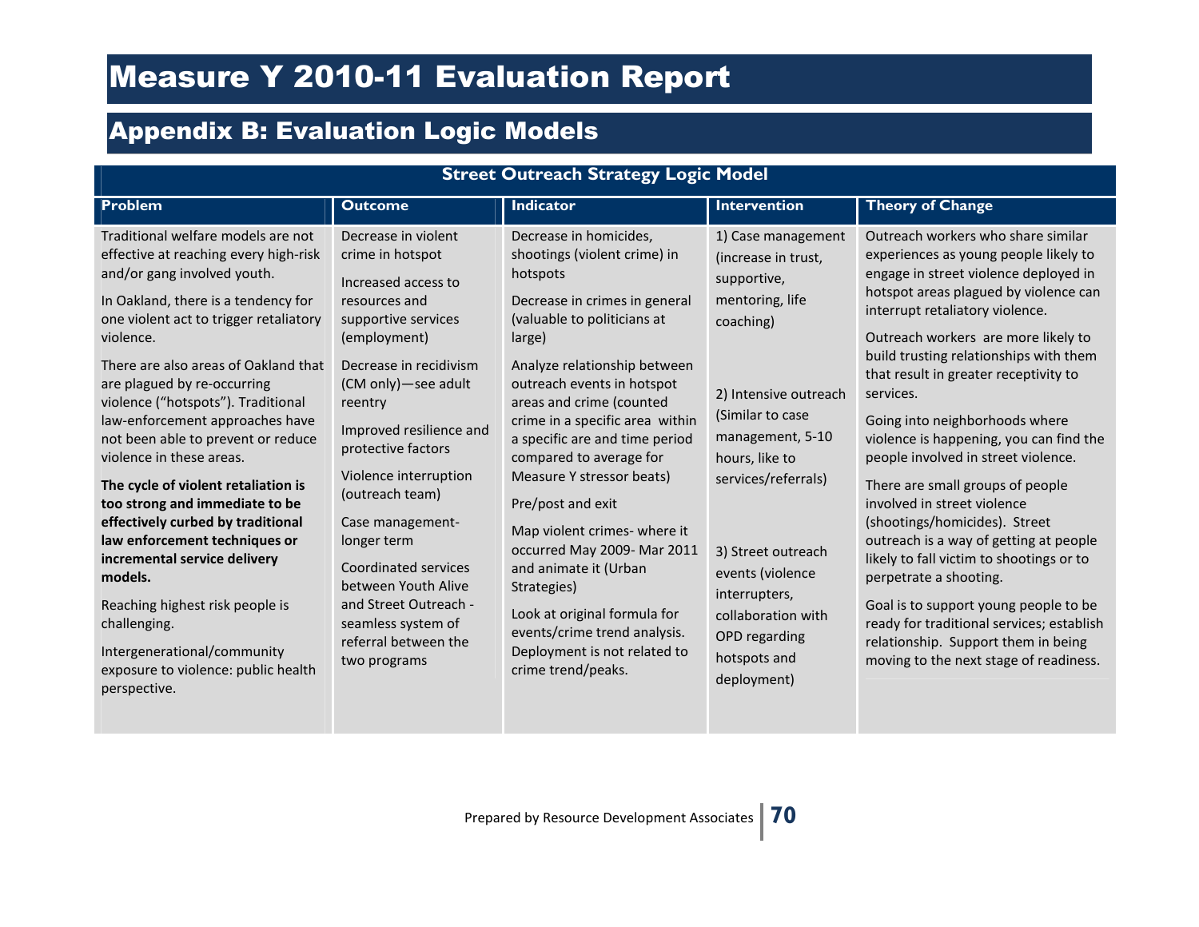# Measure Y 2010-11 Evaluation Report

## Appendix B: Evaluation Logic Models

| Street Outreach Strategy Logic Model | | | | |
|---|---|---|---|---|
| **Problem** | **Outcome** | **Indicator** | **Intervention** | **Theory of Change** |
| Traditional welfare models are not effective at reaching every high-risk and/or gang involved youth.<br><br>In Oakland, there is a tendency for one violent act to trigger retaliatory violence.<br><br>There are also areas of Oakland that are plagued by re-occurring violence ("hotspots"). Traditional law-enforcement approaches have not been able to prevent or reduce violence in these areas.<br><br>**The cycle of violent retaliation is too strong and immediate to be effectively curbed by traditional law enforcement techniques or incremental service delivery models.**<br><br>Reaching highest risk people is challenging.<br><br>Intergenerational/community exposure to violence: public health perspective. | Decrease in violent crime in hotspot<br><br>Increased access to resources and supportive services (employment)<br><br>Decrease in recidivism (CM only)—see adult reentry<br><br>Improved resilience and protective factors<br><br>Violence interruption (outreach team)<br><br>Case management- longer term<br><br>Coordinated services between Youth Alive and Street Outreach - seamless system of referral between the two programs | Decrease in homicides, shootings (violent crime) in hotspots<br><br>Decrease in crimes in general (valuable to politicians at large)<br><br>Analyze relationship between outreach events in hotspot areas and crime (counted crime in a specific area within a specific are and time period compared to average for Measure Y stressor beats)<br><br>Pre/post and exit<br><br>Map violent crimes- where it occurred May 2009- Mar 2011 and animate it (Urban Strategies)<br><br>Look at original formula for events/crime trend analysis. Deployment is not related to crime trend/peaks. | 1) Case management (increase in trust, supportive, mentoring, life coaching)<br><br>2) Intensive outreach (Similar to case management, 5-10 hours, like to services/referrals)<br><br>3) Street outreach events (violence interrupters, collaboration with OPD regarding hotspots and deployment) | Outreach workers who share similar experiences as young people likely to engage in street violence deployed in hotspot areas plagued by violence can interrupt retaliatory violence.<br><br>Outreach workers are more likely to build trusting relationships with them that result in greater receptivity to services.<br><br>Going into neighborhoods where violence is happening, you can find the people involved in street violence.<br><br>There are small groups of people involved in street violence (shootings/homicides). Street outreach is a way of getting at people likely to fall victim to shootings or to perpetrate a shooting.<br><br>Goal is to support young people to be ready for traditional services; establish relationship. Support them in being moving to the next stage of readiness. |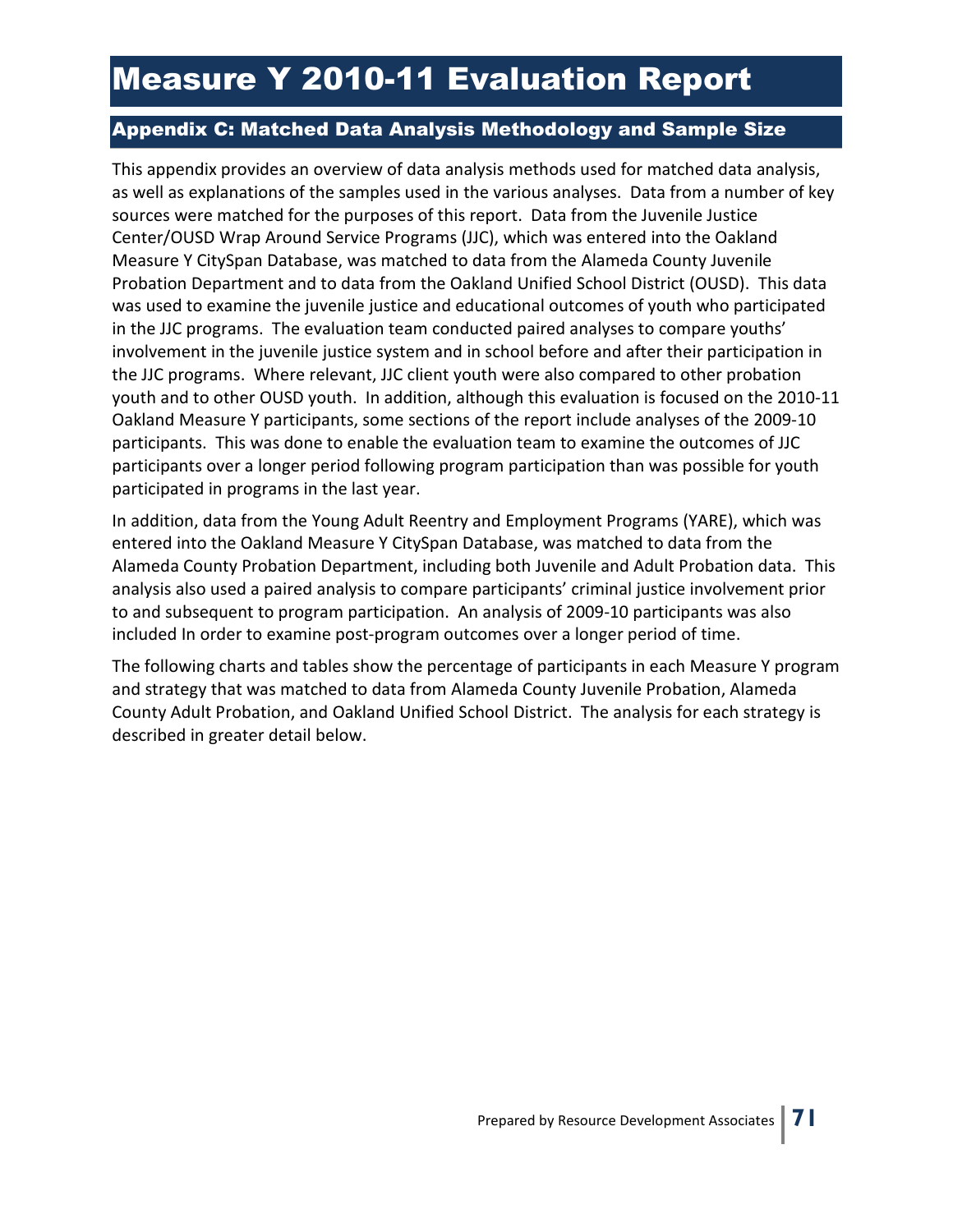# Measure Y 2010-11 Evaluation Report

## Appendix C: Matched Data Analysis Methodology and Sample Size

This appendix provides an overview of data analysis methods used for matched data analysis, as well as explanations of the samples used in the various analyses. Data from a number of key sources were matched for the purposes of this report. Data from the Juvenile Justice Center/OUSD Wrap Around Service Programs (JJC), which was entered into the Oakland Measure Y CitySpan Database, was matched to data from the Alameda County Juvenile Probation Department and to data from the Oakland Unified School District (OUSD). This data was used to examine the juvenile justice and educational outcomes of youth who participated in the JJC programs. The evaluation team conducted paired analyses to compare youths' involvement in the juvenile justice system and in school before and after their participation in the JJC programs. Where relevant, JJC client youth were also compared to other probation youth and to other OUSD youth. In addition, although this evaluation is focused on the 2010-11 Oakland Measure Y participants, some sections of the report include analyses of the 2009-10 participants. This was done to enable the evaluation team to examine the outcomes of JJC participants over a longer period following program participation than was possible for youth participated in programs in the last year.

In addition, data from the Young Adult Reentry and Employment Programs (YARE), which was entered into the Oakland Measure Y CitySpan Database, was matched to data from the Alameda County Probation Department, including both Juvenile and Adult Probation data. This analysis also used a paired analysis to compare participants' criminal justice involvement prior to and subsequent to program participation. An analysis of 2009-10 participants was also included In order to examine post-program outcomes over a longer period of time.

The following charts and tables show the percentage of participants in each Measure Y program and strategy that was matched to data from Alameda County Juvenile Probation, Alameda County Adult Probation, and Oakland Unified School District. The analysis for each strategy is described in greater detail below.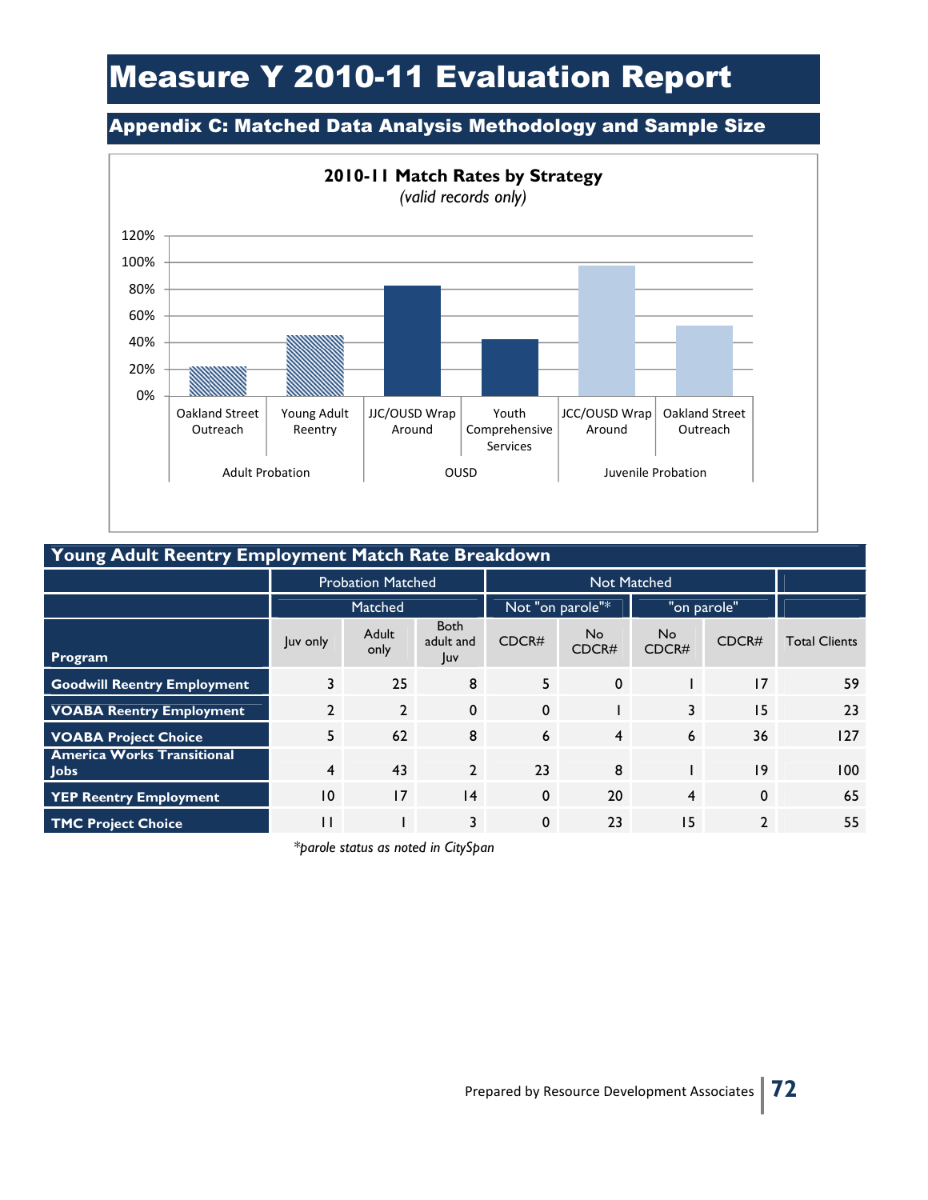# Measure Y 2010-11 Evaluation Report

## Appendix C: Matched Data Analysis Methodology and Sample Size

**2010-11 Match Rates by Strategy**
*(valid records only)*

120%
100%
80%
60%
40%
20%
0%

Oakland Street Outreach
Young Adult Reentry
Adult Probation

JJC/OUSD Wrap Around
Youth Comprehensive Services
OUSD

JCC/OUSD Wrap Around
Oakland Street Outreach
Juvenile Probation

### Young Adult Reentry Employment Match Rate Breakdown

| | Probation Matched | | | Not Matched | | | | |
|---|---|---|---|---|---|---|---|---|
| | Matched | | | Not "on parole"* | | "on parole" | | |
| Program | Juv only | Adult only | Both adult and Juv | CDCR# | No CDCR# | No CDCR# | CDCR# | Total Clients |
| Goodwill Reentry Employment | 3 | 25 | 8 | 5 | 0 | 1 | 17 | 59 |
| VOABA Reentry Employment | 2 | 2 | 0 | 0 | 1 | 3 | 15 | 23 |
| VOABA Project Choice | 5 | 62 | 8 | 6 | 4 | 6 | 36 | 127 |
| America Works Transitional Jobs | 4 | 43 | 2 | 23 | 8 | 1 | 19 | 100 |
| YEP Reentry Employment | 10 | 17 | 14 | 0 | 20 | 4 | 0 | 65 |
| TMC Project Choice | 11 | 1 | 3 | 0 | 23 | 15 | 2 | 55 |

*\*parole status as noted in CitySpan*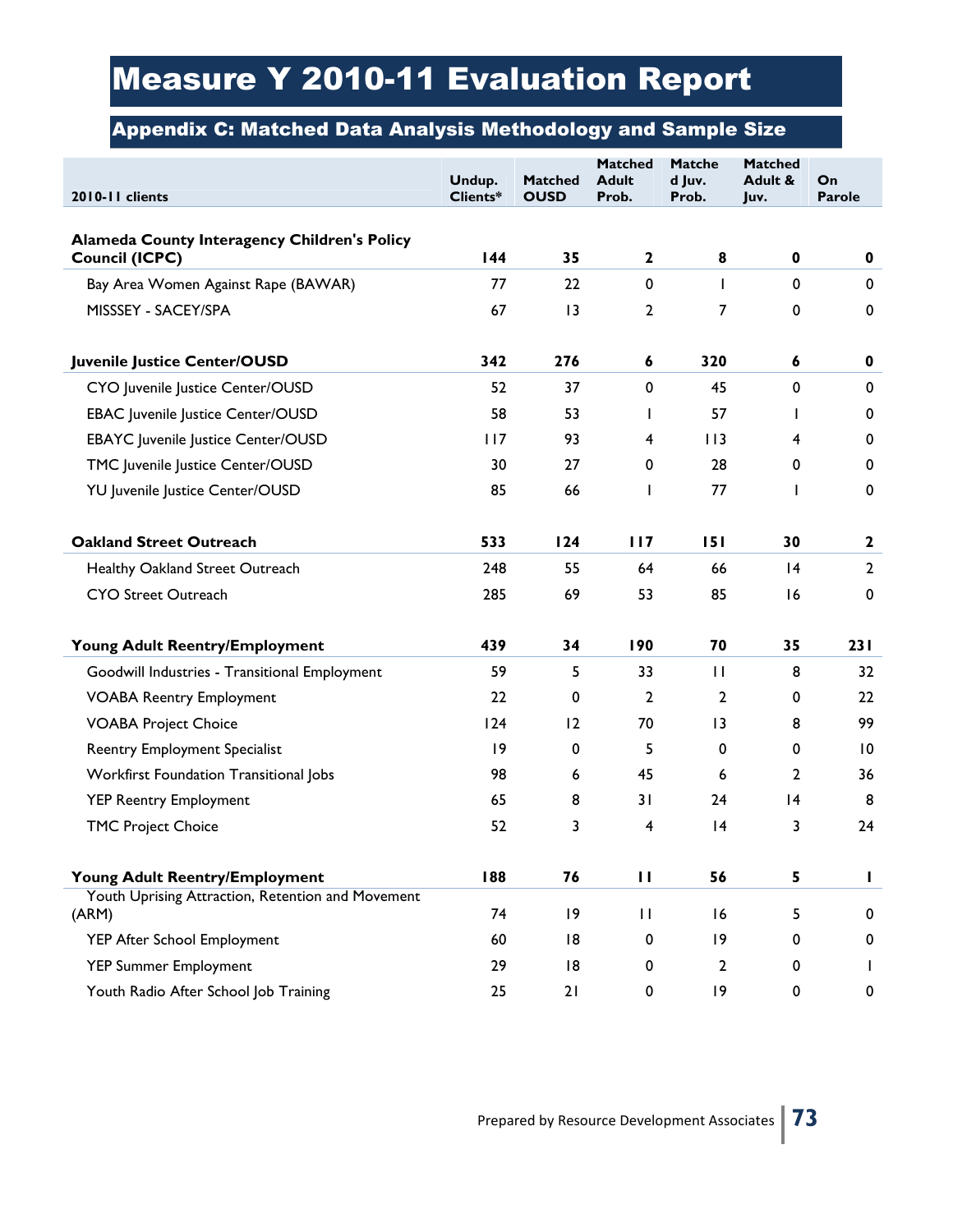# Measure Y 2010-11 Evaluation Report

## Appendix C: Matched Data Analysis Methodology and Sample Size

| 2010-11 clients | Undup. Clients* | Matched OUSD | Matched Adult Prob. | Matched Juv. Prob. | Matched Adult & Juv. | On Parole |
|---|---|---|---|---|---|---|
| **Alameda County Interagency Children's Policy Council (ICPC)** | **144** | **35** | **2** | **8** | **0** | **0** |
| Bay Area Women Against Rape (BAWAR) | 77 | 22 | 0 | 1 | 0 | 0 |
| MISSSEY - SACEY/SPA | 67 | 13 | 2 | 7 | 0 | 0 |
| **Juvenile Justice Center/OUSD** | **342** | **276** | **6** | **320** | **6** | **0** |
| CYO Juvenile Justice Center/OUSD | 52 | 37 | 0 | 45 | 0 | 0 |
| EBAC Juvenile Justice Center/OUSD | 58 | 53 | 1 | 57 | 1 | 0 |
| EBAYC Juvenile Justice Center/OUSD | 117 | 93 | 4 | 113 | 4 | 0 |
| TMC Juvenile Justice Center/OUSD | 30 | 27 | 0 | 28 | 0 | 0 |
| YU Juvenile Justice Center/OUSD | 85 | 66 | 1 | 77 | 1 | 0 |
| **Oakland Street Outreach** | **533** | **124** | **117** | **151** | **30** | **2** |
| Healthy Oakland Street Outreach | 248 | 55 | 64 | 66 | 14 | 2 |
| CYO Street Outreach | 285 | 69 | 53 | 85 | 16 | 0 |
| **Young Adult Reentry/Employment** | **439** | **34** | **190** | **70** | **35** | **231** |
| Goodwill Industries - Transitional Employment | 59 | 5 | 33 | 11 | 8 | 32 |
| VOABA Reentry Employment | 22 | 0 | 2 | 2 | 0 | 22 |
| VOABA Project Choice | 124 | 12 | 70 | 13 | 8 | 99 |
| Reentry Employment Specialist | 19 | 0 | 5 | 0 | 0 | 10 |
| Workfirst Foundation Transitional Jobs | 98 | 6 | 45 | 6 | 2 | 36 |
| YEP Reentry Employment | 65 | 8 | 31 | 24 | 14 | 8 |
| TMC Project Choice | 52 | 3 | 4 | 14 | 3 | 24 |
| **Young Adult Reentry/Employment** | **188** | **76** | **11** | **56** | **5** | **1** |
| Youth Uprising Attraction, Retention and Movement (ARM) | 74 | 19 | 11 | 16 | 5 | 0 |
| YEP After School Employment | 60 | 18 | 0 | 19 | 0 | 0 |
| YEP Summer Employment | 29 | 18 | 0 | 2 | 0 | 1 |
| Youth Radio After School Job Training | 25 | 21 | 0 | 19 | 0 | 0 |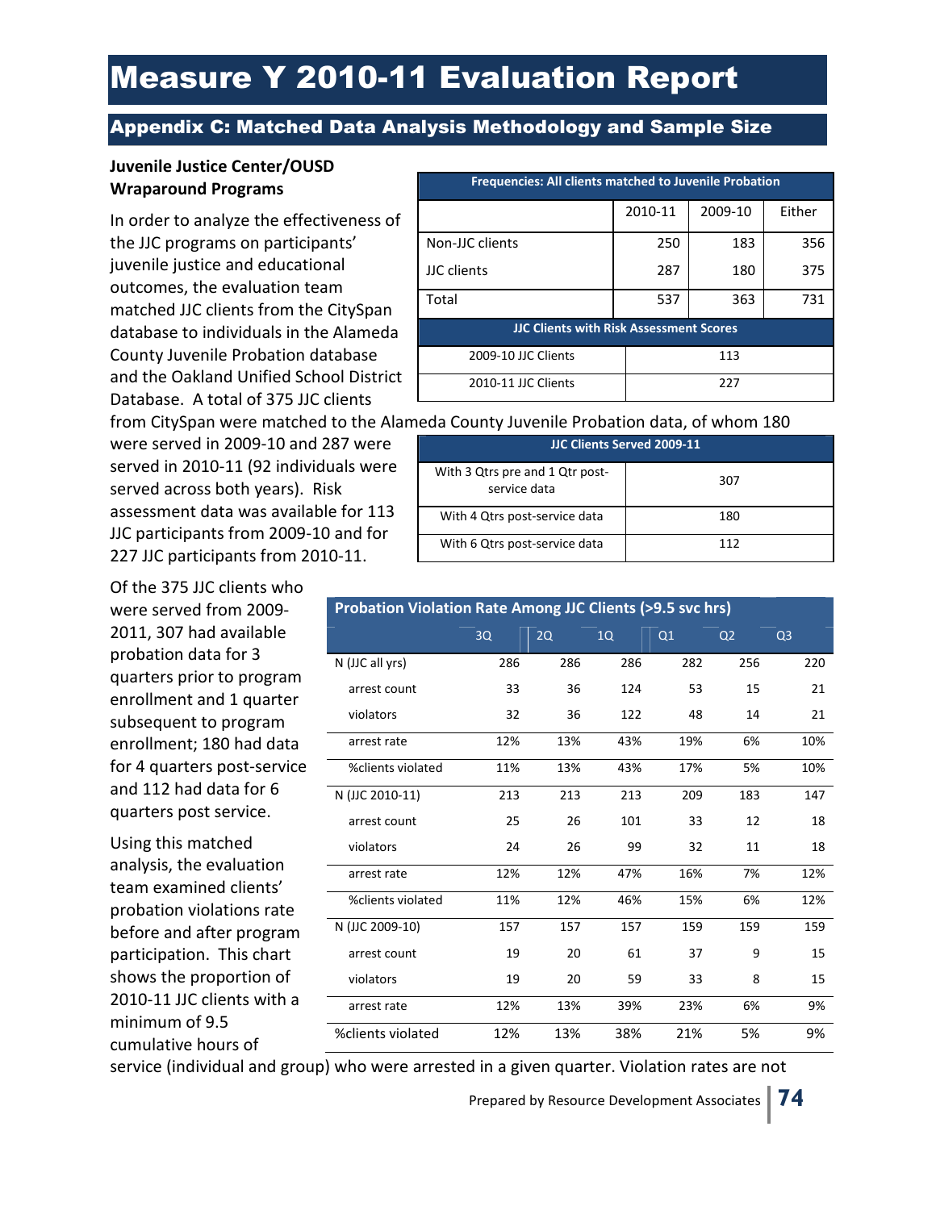# Measure Y 2010-11 Evaluation Report

## Appendix C: Matched Data Analysis Methodology and Sample Size

### Juvenile Justice Center/OUSD Wraparound Programs

In order to analyze the effectiveness of the JJC programs on participants' juvenile justice and educational outcomes, the evaluation team matched JJC clients from the CitySpan database to individuals in the Alameda County Juvenile Probation database and the Oakland Unified School District Database. A total of 375 JJC clients from CitySpan were matched to the Alameda County Juvenile Probation data, of whom 180 were served in 2009-10 and 287 were served in 2010-11 (92 individuals were served across both years). Risk assessment data was available for 113 JJC participants from 2009-10 and for 227 JJC participants from 2010-11.

| Frequencies: All clients matched to Juvenile Probation | | | |
|---|---|---|---|
| | 2010-11 | 2009-10 | Either |
| Non-JJC clients | 250 | 183 | 356 |
| JJC clients | 287 | 180 | 375 |
| Total | 537 | 363 | 731 |

| JJC Clients with Risk Assessment Scores | |
|---|---|
| 2009-10 JJC Clients | 113 |
| 2010-11 JJC Clients | 227 |

| JJC Clients Served 2009-11 | |
|---|---|
| With 3 Qtrs pre and 1 Qtr post-service data | 307 |
| With 4 Qtrs post-service data | 180 |
| With 6 Qtrs post-service data | 112 |

Of the 375 JJC clients who were served from 2009-2011, 307 had available probation data for 3 quarters prior to program enrollment and 1 quarter subsequent to program enrollment; 180 had data for 4 quarters post-service and 112 had data for 6 quarters post service.

Using this matched analysis, the evaluation team examined clients' probation violations rate before and after program participation. This chart shows the proportion of 2010-11 JJC clients with a minimum of 9.5 cumulative hours of service (individual and group) who were arrested in a given quarter. Violation rates are not

| Probation Violation Rate Among JJC Clients (>9.5 svc hrs) | 3Q | 2Q | 1Q | Q1 | Q2 | Q3 |
|---|---|---|---|---|---|---|
| N (JJC all yrs) | 286 | 286 | 286 | 282 | 256 | 220 |
| arrest count | 33 | 36 | 124 | 53 | 15 | 21 |
| violators | 32 | 36 | 122 | 48 | 14 | 21 |
| arrest rate | 12% | 13% | 43% | 19% | 6% | 10% |
| %clients violated | 11% | 13% | 43% | 17% | 5% | 10% |
| N (JJC 2010-11) | 213 | 213 | 213 | 209 | 183 | 147 |
| arrest count | 25 | 26 | 101 | 33 | 12 | 18 |
| violators | 24 | 26 | 99 | 32 | 11 | 18 |
| arrest rate | 12% | 12% | 47% | 16% | 7% | 12% |
| %clients violated | 11% | 12% | 46% | 15% | 6% | 12% |
| N (JJC 2009-10) | 157 | 157 | 157 | 159 | 159 | 159 |
| arrest count | 19 | 20 | 61 | 37 | 9 | 15 |
| violators | 19 | 20 | 59 | 33 | 8 | 15 |
| arrest rate | 12% | 13% | 39% | 23% | 6% | 9% |
| %clients violated | 12% | 13% | 38% | 21% | 5% | 9% |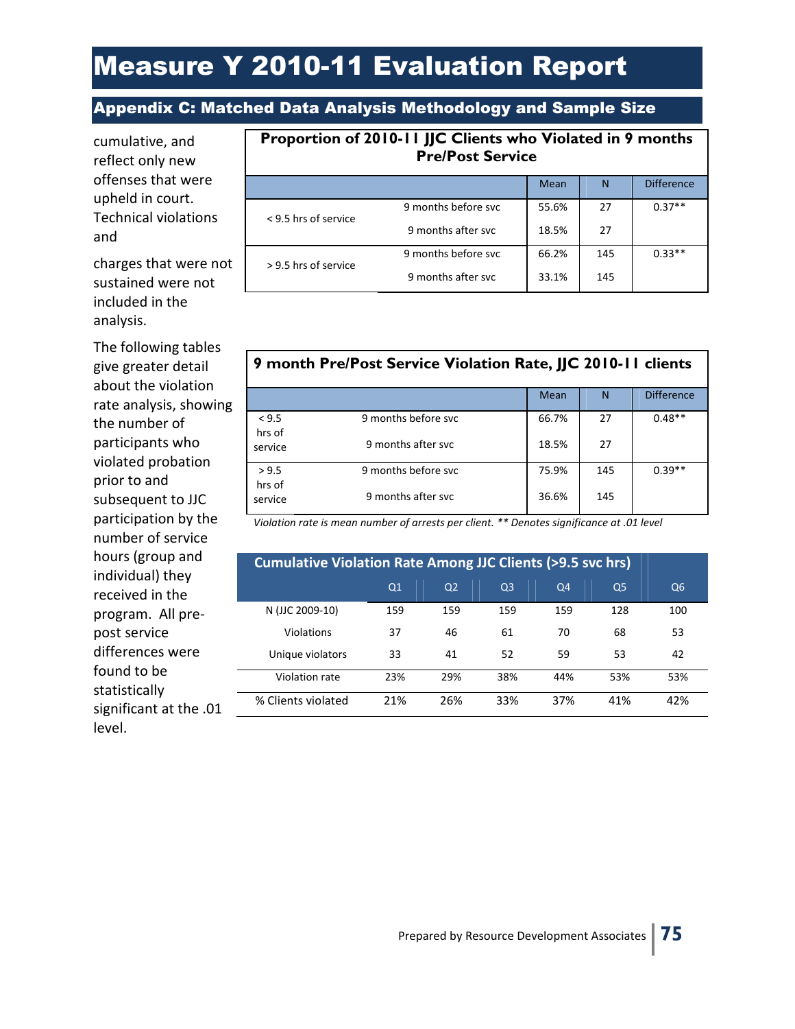# Measure Y 2010-11 Evaluation Report

## Appendix C: Matched Data Analysis Methodology and Sample Size

cumulative, and reflect only new offenses that were upheld in court. Technical violations and charges that were not sustained were not included in the analysis.

The following tables give greater detail about the violation rate analysis, showing the number of participants who violated probation prior to and subsequent to JJC participation by the number of service hours (group and individual) they received in the program. All pre-post service differences were found to be statistically significant at the .01 level.

**Proportion of 2010-11 JJC Clients who Violated in 9 months Pre/Post Service**

| | | Mean | N | Difference |
|---|---|---|---|---|
| < 9.5 hrs of service | 9 months before svc | 55.6% | 27 | 0.37** |
| | 9 months after svc | 18.5% | 27 | |
| > 9.5 hrs of service | 9 months before svc | 66.2% | 145 | 0.33** |
| | 9 months after svc | 33.1% | 145 | |

**9 month Pre/Post Service Violation Rate, JJC 2010-11 clients**

| | | Mean | N | Difference |
|---|---|---|---|---|
| < 9.5 hrs of service | 9 months before svc | 66.7% | 27 | 0.48** |
| | 9 months after svc | 18.5% | 27 | |
| > 9.5 hrs of service | 9 months before svc | 75.9% | 145 | 0.39** |
| | 9 months after svc | 36.6% | 145 | |

*Violation rate is mean number of arrests per client. ** Denotes significance at .01 level*

**Cumulative Violation Rate Among JJC Clients (>9.5 svc hrs)**

| | Q1 | Q2 | Q3 | Q4 | Q5 | Q6 |
|---|---|---|---|---|---|---|
| N (JJC 2009-10) | 159 | 159 | 159 | 159 | 128 | 100 |
| Violations | 37 | 46 | 61 | 70 | 68 | 53 |
| Unique violators | 33 | 41 | 52 | 59 | 53 | 42 |
| Violation rate | 23% | 29% | 38% | 44% | 53% | 53% |
| % Clients violated | 21% | 26% | 33% | 37% | 41% | 42% |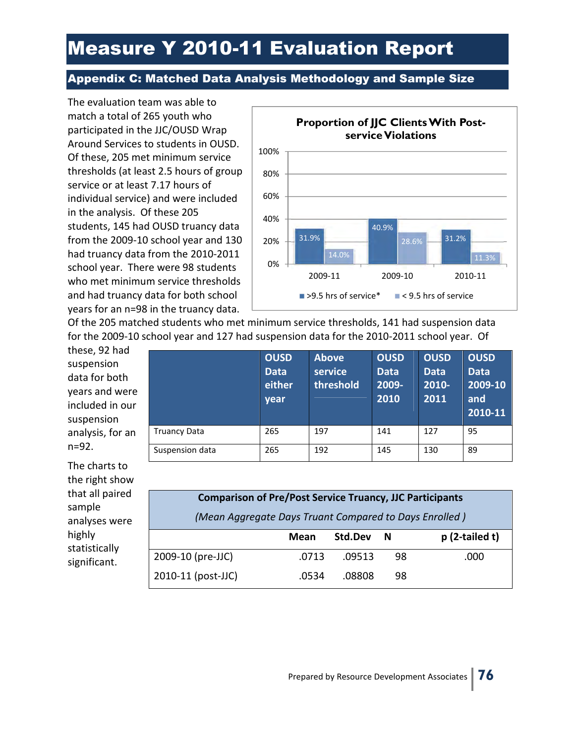# Measure Y 2010-11 Evaluation Report

## Appendix C: Matched Data Analysis Methodology and Sample Size

The evaluation team was able to match a total of 265 youth who participated in the JJC/OUSD Wrap Around Services to students in OUSD. Of these, 205 met minimum service thresholds (at least 2.5 hours of group service or at least 7.17 hours of individual service) and were included in the analysis. Of these 205 students, 145 had OUSD truancy data from the 2009-10 school year and 130 had truancy data from the 2010-2011 school year. There were 98 students who met minimum service thresholds and had truancy data for both school years for an n=98 in the truancy data.

Proportion of JJC Clients With Post-service Violations

100%
80%
60%
40%
20%
0%

31.9%
14.0%
40.9%
28.6%
31.2%
11.3%

2009-11
2009-10
2010-11

>9.5 hrs of service*
< 9.5 hrs of service

Of the 205 matched students who met minimum service thresholds, 141 had suspension data for the 2009-10 school year and 127 had suspension data for the 2010-2011 school year. Of these, 92 had suspension data for both years and were included in our suspension analysis, for an n=92.

| | OUSD Data either year | Above service threshold | OUSD Data 2009-2010 | OUSD Data 2010-2011 | OUSD Data 2009-10 and 2010-11 |
|---|---|---|---|---|---|
| Truancy Data | 265 | 197 | 141 | 127 | 95 |
| Suspension data | 265 | 192 | 145 | 130 | 89 |

The charts to the right show that all paired sample analyses were highly statistically significant.

**Comparison of Pre/Post Service Truancy, JJC Participants**

*(Mean Aggregate Days Truant Compared to Days Enrolled )*

| | Mean | Std.Dev | N | p (2-tailed t) |
|---|---|---|---|---|
| 2009-10 (pre-JJC) | .0713 | .09513 | 98 | .000 |
| 2010-11 (post-JJC) | .0534 | .08808 | 98 | |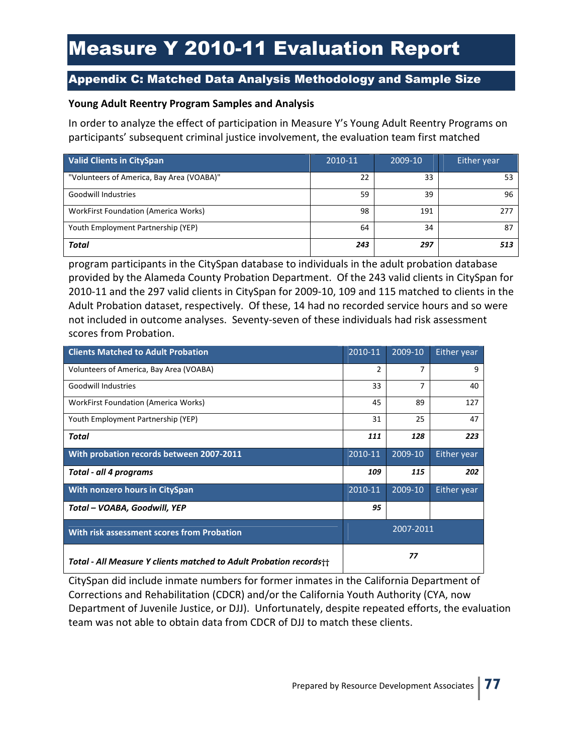# Measure Y 2010-11 Evaluation Report

## Appendix C: Matched Data Analysis Methodology and Sample Size

### Young Adult Reentry Program Samples and Analysis

In order to analyze the effect of participation in Measure Y's Young Adult Reentry Programs on participants' subsequent criminal justice involvement, the evaluation team first matched

| Valid Clients in CitySpan | 2010-11 | 2009-10 | Either year |
|---|---|---|---|
| "Volunteers of America, Bay Area (VOABA)" | 22 | 33 | 53 |
| Goodwill Industries | 59 | 39 | 96 |
| WorkFirst Foundation (America Works) | 98 | 191 | 277 |
| Youth Employment Partnership (YEP) | 64 | 34 | 87 |
| ***Total*** | ***243*** | ***297*** | ***513*** |

program participants in the CitySpan database to individuals in the adult probation database provided by the Alameda County Probation Department. Of the 243 valid clients in CitySpan for 2010-11 and the 297 valid clients in CitySpan for 2009-10, 109 and 115 matched to clients in the Adult Probation dataset, respectively. Of these, 14 had no recorded service hours and so were not included in outcome analyses. Seventy-seven of these individuals had risk assessment scores from Probation.

| Clients Matched to Adult Probation | 2010-11 | 2009-10 | Either year |
|---|---|---|---|
| Volunteers of America, Bay Area (VOABA) | 2 | 7 | 9 |
| Goodwill Industries | 33 | 7 | 40 |
| WorkFirst Foundation (America Works) | 45 | 89 | 127 |
| Youth Employment Partnership (YEP) | 31 | 25 | 47 |
| ***Total*** | ***111*** | ***128*** | ***223*** |
| **With probation records between 2007-2011** | 2010-11 | 2009-10 | Either year |
| ***Total - all 4 programs*** | ***109*** | ***115*** | ***202*** |
| **With nonzero hours in CitySpan** | 2010-11 | 2009-10 | Either year |
| ***Total – VOABA, Goodwill, YEP*** | ***95*** | | |
| **With risk assessment scores from Probation** | 2007-2011 | | |
| ***Total - All Measure Y clients matched to Adult Probation records††*** | ***77*** | | |

CitySpan did include inmate numbers for former inmates in the California Department of Corrections and Rehabilitation (CDCR) and/or the California Youth Authority (CYA, now Department of Juvenile Justice, or DJJ). Unfortunately, despite repeated efforts, the evaluation team was not able to obtain data from CDCR of DJJ to match these clients.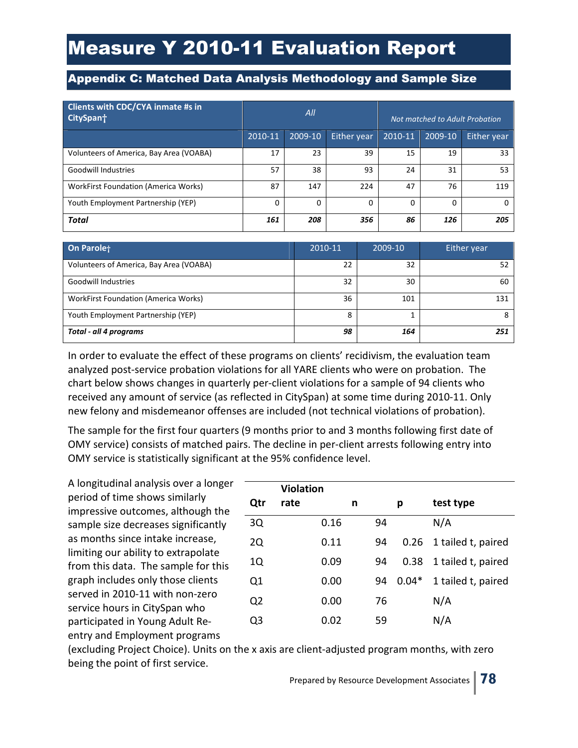# Measure Y 2010-11 Evaluation Report

## Appendix C: Matched Data Analysis Methodology and Sample Size

| Clients with CDC/CYA inmate #s in CitySpan† | *All* | | | *Not matched to Adult Probation* | | |
|---|---|---|---|---|---|---|
| | 2010-11 | 2009-10 | Either year | 2010-11 | 2009-10 | Either year |
| Volunteers of America, Bay Area (VOABA) | 17 | 23 | 39 | 15 | 19 | 33 |
| Goodwill Industries | 57 | 38 | 93 | 24 | 31 | 53 |
| WorkFirst Foundation (America Works) | 87 | 147 | 224 | 47 | 76 | 119 |
| Youth Employment Partnership (YEP) | 0 | 0 | 0 | 0 | 0 | 0 |
| ***Total*** | ***161*** | ***208*** | ***356*** | ***86*** | ***126*** | ***205*** |

| On Parole† | 2010-11 | 2009-10 | Either year |
|---|---|---|---|
| Volunteers of America, Bay Area (VOABA) | 22 | 32 | 52 |
| Goodwill Industries | 32 | 30 | 60 |
| WorkFirst Foundation (America Works) | 36 | 101 | 131 |
| Youth Employment Partnership (YEP) | 8 | 1 | 8 |
| ***Total - all 4 programs*** | ***98*** | ***164*** | ***251*** |

In order to evaluate the effect of these programs on clients' recidivism, the evaluation team analyzed post-service probation violations for all YARE clients who were on probation. The chart below shows changes in quarterly per-client violations for a sample of 94 clients who received any amount of service (as reflected in CitySpan) at some time during 2010-11. Only new felony and misdemeanor offenses are included (not technical violations of probation).

The sample for the first four quarters (9 months prior to and 3 months following first date of OMY service) consists of matched pairs. The decline in per-client arrests following entry into OMY service is statistically significant at the 95% confidence level.

| Qtr | Violation rate | n | p | test type |
|---|---|---|---|---|
| 3Q | 0.16 | 94 | | N/A |
| 2Q | 0.11 | 94 | 0.26 | 1 tailed t, paired |
| 1Q | 0.09 | 94 | 0.38 | 1 tailed t, paired |
| Q1 | 0.00 | 94 | 0.04* | 1 tailed t, paired |
| Q2 | 0.00 | 76 | | N/A |
| Q3 | 0.02 | 59 | | N/A |

A longitudinal analysis over a longer period of time shows similarly impressive outcomes, although the sample size decreases significantly as months since intake increase, limiting our ability to extrapolate from this data. The sample for this graph includes only those clients served in 2010-11 with non-zero service hours in CitySpan who participated in Young Adult Re-entry and Employment programs (excluding Project Choice). Units on the x axis are client-adjusted program months, with zero being the point of first service.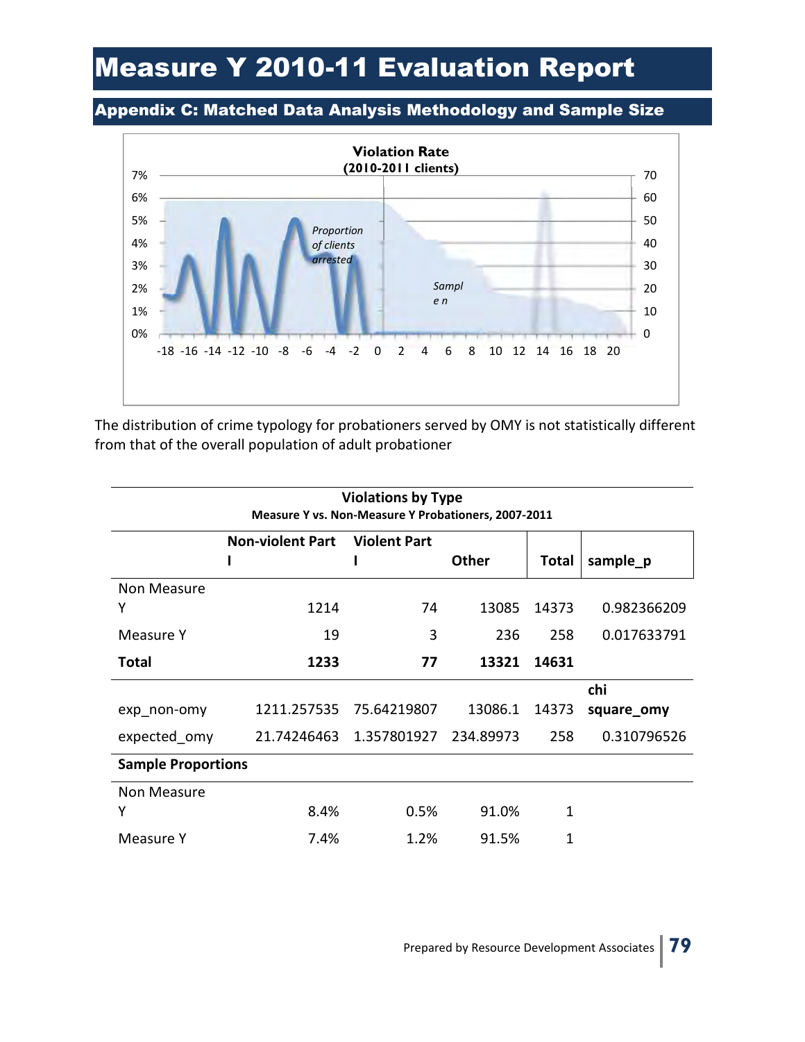# Measure Y 2010-11 Evaluation Report

## Appendix C: Matched Data Analysis Methodology and Sample Size

Violation Rate
(2010-2011 clients)

7% 6% 5% 4% 3% 2% 1% 0%

70 60 50 40 30 20 10 0

-18 -16 -14 -12 -10 -8 -6 -4 -2 0 2 4 6 8 10 12 14 16 18 20

Proportion of clients arrested

Sample n

The distribution of crime typology for probationers served by OMY is not statistically different from that of the overall population of adult probationer

**Violations by Type**
**Measure Y vs. Non-Measure Y Probationers, 2007-2011**

| | Non-violent Part I | Violent Part I | Other | Total | sample_p |
|---|---|---|---|---|---|
| Non Measure Y | 1214 | 74 | 13085 | 14373 | 0.982366209 |
| Measure Y | 19 | 3 | 236 | 258 | 0.017633791 |
| **Total** | **1233** | **77** | **13321** | **14631** | |
| | | | | | **chi square_omy** |
| exp_non-omy | 1211.257535 | 75.64219807 | 13086.1 | 14373 | |
| expected_omy | 21.74246463 | 1.357801927 | 234.89973 | 258 | 0.310796526 |
| **Sample Proportions** | | | | | |
| Non Measure Y | 8.4% | 0.5% | 91.0% | 1 | |
| Measure Y | 7.4% | 1.2% | 91.5% | 1 | |

Prepared by Resource Development Associates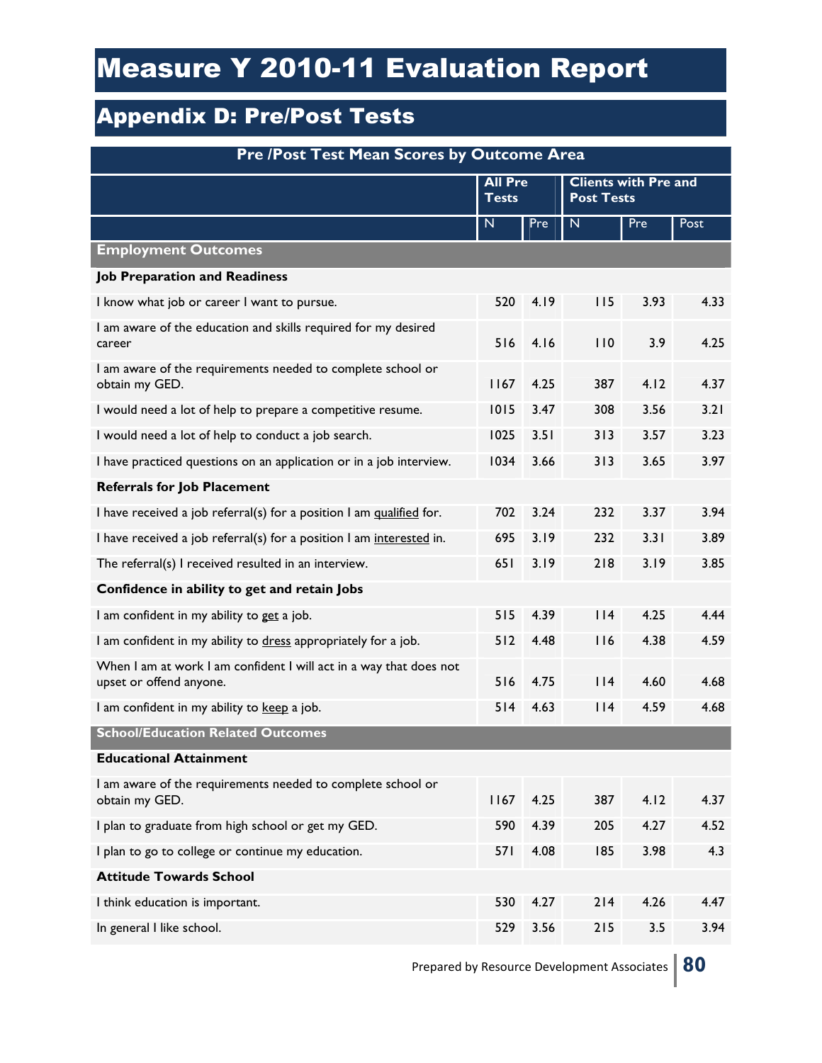# Measure Y 2010-11 Evaluation Report

## Appendix D: Pre/Post Tests

| Pre /Post Test Mean Scores by Outcome Area | | | | | |
|---|---|---|---|---|---|
| | All Pre Tests | | Clients with Pre and Post Tests | | |
| | N | Pre | N | Pre | Post |
| **Employment Outcomes** | | | | | |
| **Job Preparation and Readiness** | | | | | |
| I know what job or career I want to pursue. | 520 | 4.19 | 115 | 3.93 | 4.33 |
| I am aware of the education and skills required for my desired career | 516 | 4.16 | 110 | 3.9 | 4.25 |
| I am aware of the requirements needed to complete school or obtain my GED. | 1167 | 4.25 | 387 | 4.12 | 4.37 |
| I would need a lot of help to prepare a competitive resume. | 1015 | 3.47 | 308 | 3.56 | 3.21 |
| I would need a lot of help to conduct a job search. | 1025 | 3.51 | 313 | 3.57 | 3.23 |
| I have practiced questions on an application or in a job interview. | 1034 | 3.66 | 313 | 3.65 | 3.97 |
| **Referrals for Job Placement** | | | | | |
| I have received a job referral(s) for a position I am qualified for. | 702 | 3.24 | 232 | 3.37 | 3.94 |
| I have received a job referral(s) for a position I am interested in. | 695 | 3.19 | 232 | 3.31 | 3.89 |
| The referral(s) I received resulted in an interview. | 651 | 3.19 | 218 | 3.19 | 3.85 |
| **Confidence in ability to get and retain Jobs** | | | | | |
| I am confident in my ability to get a job. | 515 | 4.39 | 114 | 4.25 | 4.44 |
| I am confident in my ability to dress appropriately for a job. | 512 | 4.48 | 116 | 4.38 | 4.59 |
| When I am at work I am confident I will act in a way that does not upset or offend anyone. | 516 | 4.75 | 114 | 4.60 | 4.68 |
| I am confident in my ability to keep a job. | 514 | 4.63 | 114 | 4.59 | 4.68 |
| **School/Education Related Outcomes** | | | | | |
| **Educational Attainment** | | | | | |
| I am aware of the requirements needed to complete school or obtain my GED. | 1167 | 4.25 | 387 | 4.12 | 4.37 |
| I plan to graduate from high school or get my GED. | 590 | 4.39 | 205 | 4.27 | 4.52 |
| I plan to go to college or continue my education. | 571 | 4.08 | 185 | 3.98 | 4.3 |
| **Attitude Towards School** | | | | | |
| I think education is important. | 530 | 4.27 | 214 | 4.26 | 4.47 |
| In general I like school. | 529 | 3.56 | 215 | 3.5 | 3.94 |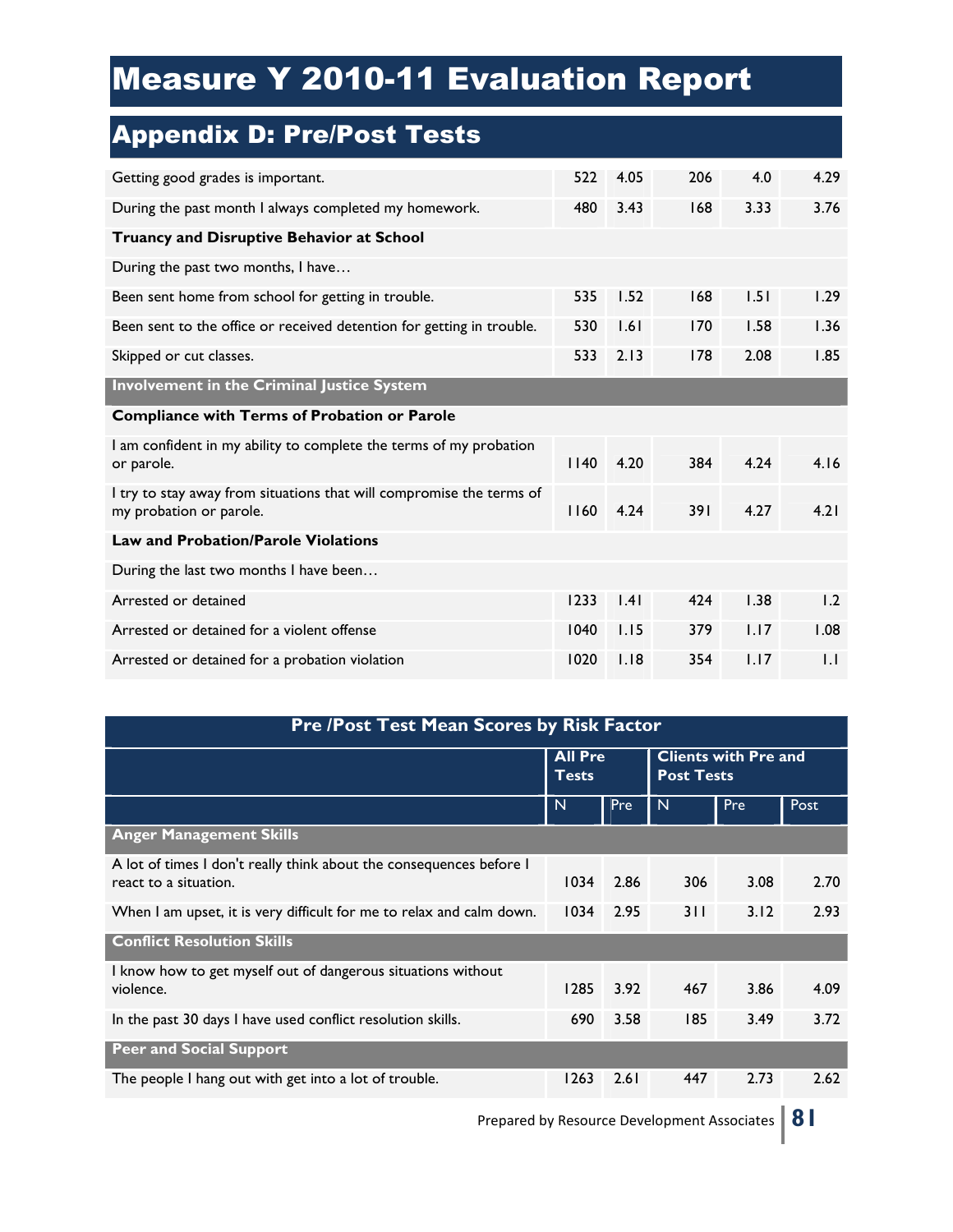# Measure Y 2010-11 Evaluation Report

## Appendix D: Pre/Post Tests

| | | | | | |
|---|---|---|---|---|---|
| Getting good grades is important. | 522 | 4.05 | 206 | 4.0 | 4.29 |
| During the past month I always completed my homework. | 480 | 3.43 | 168 | 3.33 | 3.76 |
| **Truancy and Disruptive Behavior at School** | | | | | |
| During the past two months, I have… | | | | | |
| Been sent home from school for getting in trouble. | 535 | 1.52 | 168 | 1.51 | 1.29 |
| Been sent to the office or received detention for getting in trouble. | 530 | 1.61 | 170 | 1.58 | 1.36 |
| Skipped or cut classes. | 533 | 2.13 | 178 | 2.08 | 1.85 |
| **Involvement in the Criminal Justice System** | | | | | |
| **Compliance with Terms of Probation or Parole** | | | | | |
| I am confident in my ability to complete the terms of my probation or parole. | 1140 | 4.20 | 384 | 4.24 | 4.16 |
| I try to stay away from situations that will compromise the terms of my probation or parole. | 1160 | 4.24 | 391 | 4.27 | 4.21 |
| **Law and Probation/Parole Violations** | | | | | |
| During the last two months I have been… | | | | | |
| Arrested or detained | 1233 | 1.41 | 424 | 1.38 | 1.2 |
| Arrested or detained for a violent offense | 1040 | 1.15 | 379 | 1.17 | 1.08 |
| Arrested or detained for a probation violation | 1020 | 1.18 | 354 | 1.17 | 1.1 |

**Pre /Post Test Mean Scores by Risk Factor**

| | All Pre Tests | | Clients with Pre and Post Tests | | |
|---|---|---|---|---|---|
| | N | Pre | N | Pre | Post |
| **Anger Management Skills** | | | | | |
| A lot of times I don't really think about the consequences before I react to a situation. | 1034 | 2.86 | 306 | 3.08 | 2.70 |
| When I am upset, it is very difficult for me to relax and calm down. | 1034 | 2.95 | 311 | 3.12 | 2.93 |
| **Conflict Resolution Skills** | | | | | |
| I know how to get myself out of dangerous situations without violence. | 1285 | 3.92 | 467 | 3.86 | 4.09 |
| In the past 30 days I have used conflict resolution skills. | 690 | 3.58 | 185 | 3.49 | 3.72 |
| **Peer and Social Support** | | | | | |
| The people I hang out with get into a lot of trouble. | 1263 | 2.61 | 447 | 2.73 | 2.62 |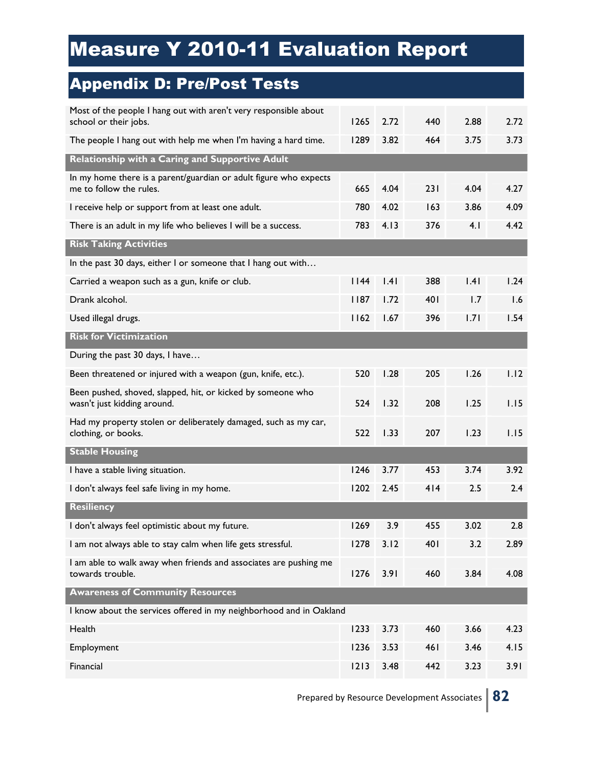# Measure Y 2010-11 Evaluation Report

## Appendix D: Pre/Post Tests

| | | | | | |
|---|---|---|---|---|---|
| Most of the people I hang out with aren't very responsible about school or their jobs. | 1265 | 2.72 | 440 | 2.88 | 2.72 |
| The people I hang out with help me when I'm having a hard time. | 1289 | 3.82 | 464 | 3.75 | 3.73 |
| **Relationship with a Caring and Supportive Adult** | | | | | |
| In my home there is a parent/guardian or adult figure who expects me to follow the rules. | 665 | 4.04 | 231 | 4.04 | 4.27 |
| I receive help or support from at least one adult. | 780 | 4.02 | 163 | 3.86 | 4.09 |
| There is an adult in my life who believes I will be a success. | 783 | 4.13 | 376 | 4.1 | 4.42 |
| **Risk Taking Activities** | | | | | |
| In the past 30 days, either I or someone that I hang out with… | | | | | |
| Carried a weapon such as a gun, knife or club. | 1144 | 1.41 | 388 | 1.41 | 1.24 |
| Drank alcohol. | 1187 | 1.72 | 401 | 1.7 | 1.6 |
| Used illegal drugs. | 1162 | 1.67 | 396 | 1.71 | 1.54 |
| **Risk for Victimization** | | | | | |
| During the past 30 days, I have… | | | | | |
| Been threatened or injured with a weapon (gun, knife, etc.). | 520 | 1.28 | 205 | 1.26 | 1.12 |
| Been pushed, shoved, slapped, hit, or kicked by someone who wasn't just kidding around. | 524 | 1.32 | 208 | 1.25 | 1.15 |
| Had my property stolen or deliberately damaged, such as my car, clothing, or books. | 522 | 1.33 | 207 | 1.23 | 1.15 |
| **Stable Housing** | | | | | |
| I have a stable living situation. | 1246 | 3.77 | 453 | 3.74 | 3.92 |
| I don't always feel safe living in my home. | 1202 | 2.45 | 414 | 2.5 | 2.4 |
| **Resiliency** | | | | | |
| I don't always feel optimistic about my future. | 1269 | 3.9 | 455 | 3.02 | 2.8 |
| I am not always able to stay calm when life gets stressful. | 1278 | 3.12 | 401 | 3.2 | 2.89 |
| I am able to walk away when friends and associates are pushing me towards trouble. | 1276 | 3.91 | 460 | 3.84 | 4.08 |
| **Awareness of Community Resources** | | | | | |
| I know about the services offered in my neighborhood and in Oakland | | | | | |
| Health | 1233 | 3.73 | 460 | 3.66 | 4.23 |
| Employment | 1236 | 3.53 | 461 | 3.46 | 4.15 |
| Financial | 1213 | 3.48 | 442 | 3.23 | 3.91 |

Prepared by Resource Development Associates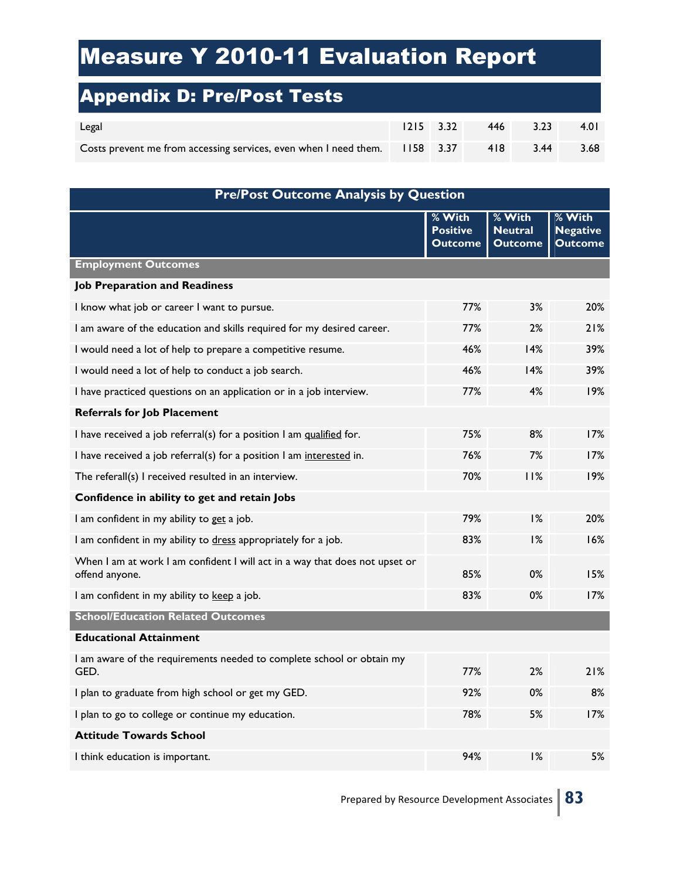# Measure Y 2010-11 Evaluation Report

## Appendix D: Pre/Post Tests

| | | | | | |
|---|---|---|---|---|---|
| Legal | 1215 | 3.32 | 446 | 3.23 | 4.01 |
| Costs prevent me from accessing services, even when I need them. | 1158 | 3.37 | 418 | 3.44 | 3.68 |

**Pre/Post Outcome Analysis by Question**

| | % With Positive Outcome | % With Neutral Outcome | % With Negative Outcome |
|---|---|---|---|
| **Employment Outcomes** | | | |
| **Job Preparation and Readiness** | | | |
| I know what job or career I want to pursue. | 77% | 3% | 20% |
| I am aware of the education and skills required for my desired career. | 77% | 2% | 21% |
| I would need a lot of help to prepare a competitive resume. | 46% | 14% | 39% |
| I would need a lot of help to conduct a job search. | 46% | 14% | 39% |
| I have practiced questions on an application or in a job interview. | 77% | 4% | 19% |
| **Referrals for Job Placement** | | | |
| I have received a job referral(s) for a position I am <u>qualified</u> for. | 75% | 8% | 17% |
| I have received a job referral(s) for a position I am <u>interested</u> in. | 76% | 7% | 17% |
| The referall(s) I received resulted in an interview. | 70% | 11% | 19% |
| **Confidence in ability to get and retain Jobs** | | | |
| I am confident in my ability to <u>get</u> a job. | 79% | 1% | 20% |
| I am confident in my ability to <u>dress</u> appropriately for a job. | 83% | 1% | 16% |
| When I am at work I am confident I will act in a way that does not upset or offend anyone. | 85% | 0% | 15% |
| I am confident in my ability to <u>keep</u> a job. | 83% | 0% | 17% |
| **School/Education Related Outcomes** | | | |
| **Educational Attainment** | | | |
| I am aware of the requirements needed to complete school or obtain my GED. | 77% | 2% | 21% |
| I plan to graduate from high school or get my GED. | 92% | 0% | 8% |
| I plan to go to college or continue my education. | 78% | 5% | 17% |
| **Attitude Towards School** | | | |
| I think education is important. | 94% | 1% | 5% |

Prepared by Resource Development Associates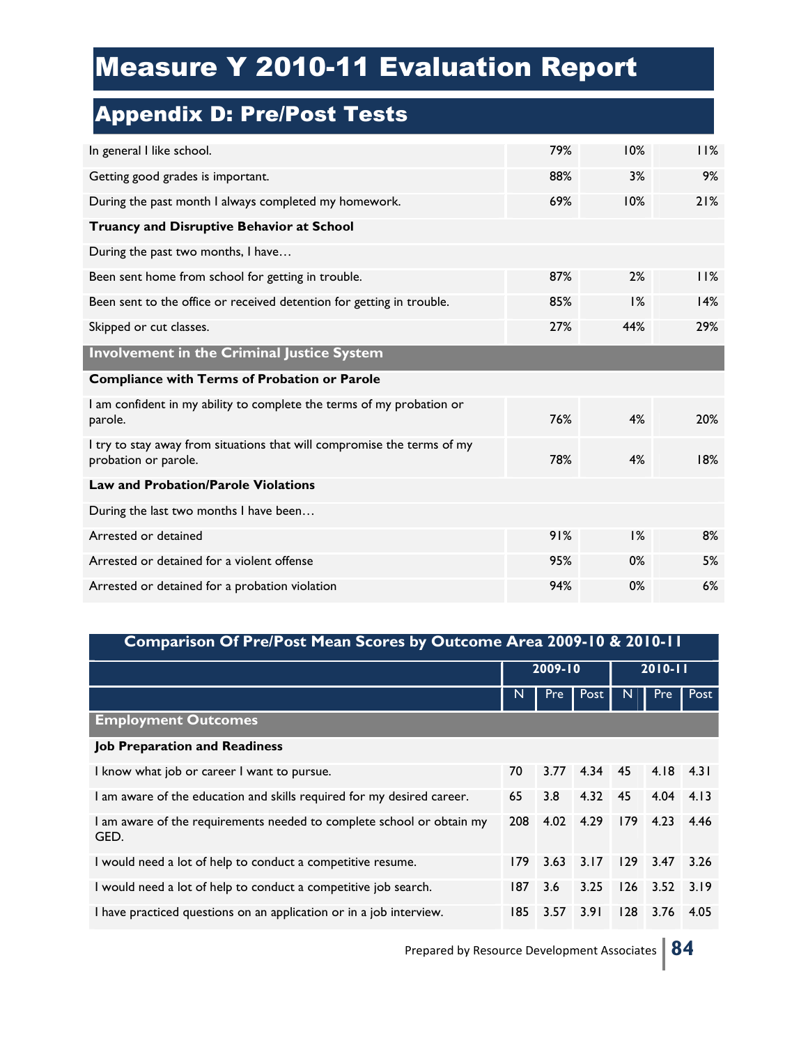# Measure Y 2010-11 Evaluation Report

## Appendix D: Pre/Post Tests

| | | | |
|---|---|---|---|
| In general I like school. | 79% | 10% | 11% |
| Getting good grades is important. | 88% | 3% | 9% |
| During the past month I always completed my homework. | 69% | 10% | 21% |
| **Truancy and Disruptive Behavior at School** | | | |
| During the past two months, I have… | | | |
| Been sent home from school for getting in trouble. | 87% | 2% | 11% |
| Been sent to the office or received detention for getting in trouble. | 85% | 1% | 14% |
| Skipped or cut classes. | 27% | 44% | 29% |
| **Involvement in the Criminal Justice System** | | | |
| **Compliance with Terms of Probation or Parole** | | | |
| I am confident in my ability to complete the terms of my probation or parole. | 76% | 4% | 20% |
| I try to stay away from situations that will compromise the terms of my probation or parole. | 78% | 4% | 18% |
| **Law and Probation/Parole Violations** | | | |
| During the last two months I have been… | | | |
| Arrested or detained | 91% | 1% | 8% |
| Arrested or detained for a violent offense | 95% | 0% | 5% |
| Arrested or detained for a probation violation | 94% | 0% | 6% |

**Comparison Of Pre/Post Mean Scores by Outcome Area 2009-10 & 2010-11**

| | 2009-10 | | | 2010-11 | | |
|---|---|---|---|---|---|---|
| | N | Pre | Post | N | Pre | Post |
| **Employment Outcomes** | | | | | | |
| **Job Preparation and Readiness** | | | | | | |
| I know what job or career I want to pursue. | 70 | 3.77 | 4.34 | 45 | 4.18 | 4.31 |
| I am aware of the education and skills required for my desired career. | 65 | 3.8 | 4.32 | 45 | 4.04 | 4.13 |
| I am aware of the requirements needed to complete school or obtain my GED. | 208 | 4.02 | 4.29 | 179 | 4.23 | 4.46 |
| I would need a lot of help to conduct a competitive resume. | 179 | 3.63 | 3.17 | 129 | 3.47 | 3.26 |
| I would need a lot of help to conduct a competitive job search. | 187 | 3.6 | 3.25 | 126 | 3.52 | 3.19 |
| I have practiced questions on an application or in a job interview. | 185 | 3.57 | 3.91 | 128 | 3.76 | 4.05 |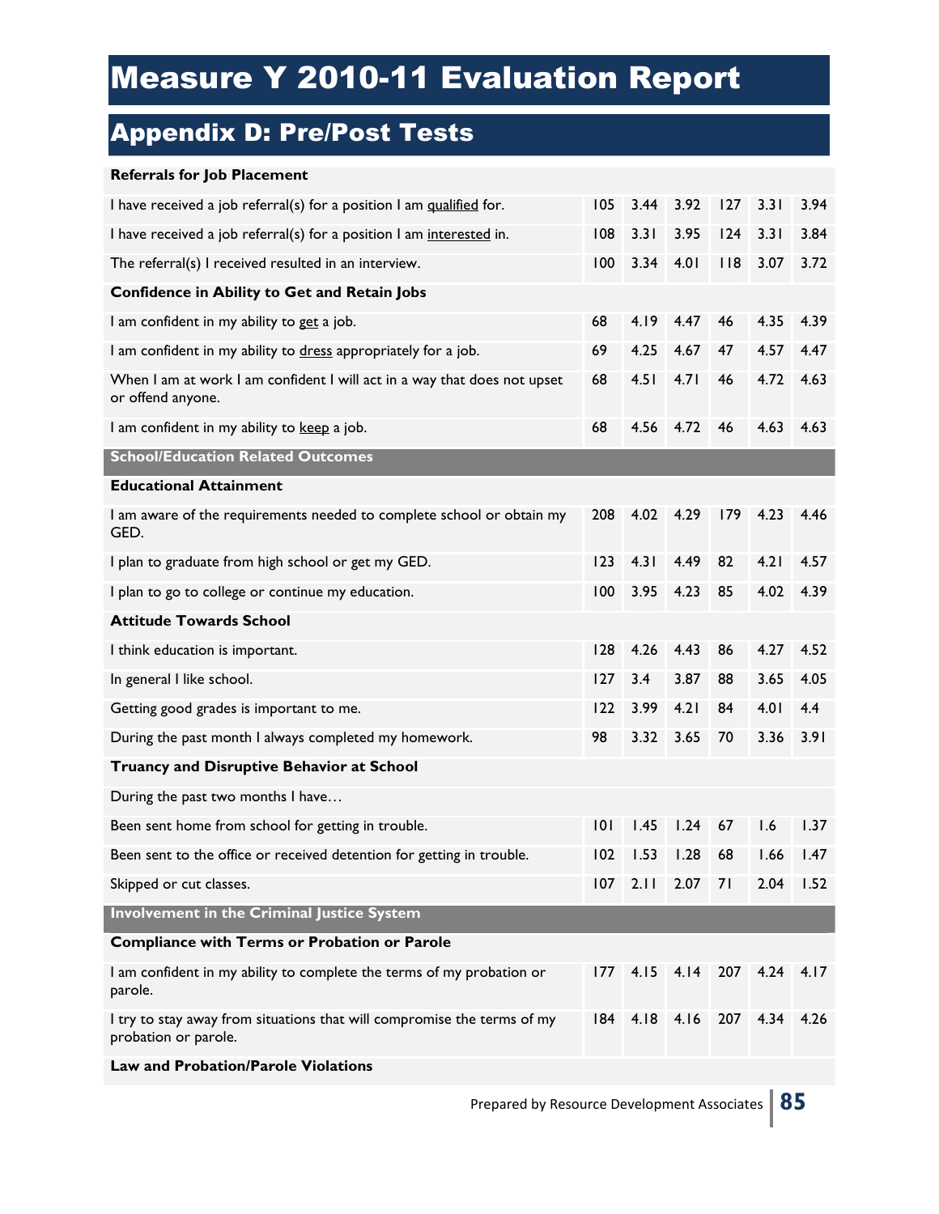# Measure Y 2010-11 Evaluation Report

## Appendix D: Pre/Post Tests

| | | | | | | |
|---|---|---|---|---|---|---|
| **Referrals for Job Placement** | | | | | | |
| I have received a job referral(s) for a position I am qualified for. | 105 | 3.44 | 3.92 | 127 | 3.31 | 3.94 |
| I have received a job referral(s) for a position I am interested in. | 108 | 3.31 | 3.95 | 124 | 3.31 | 3.84 |
| The referral(s) I received resulted in an interview. | 100 | 3.34 | 4.01 | 118 | 3.07 | 3.72 |
| **Confidence in Ability to Get and Retain Jobs** | | | | | | |
| I am confident in my ability to get a job. | 68 | 4.19 | 4.47 | 46 | 4.35 | 4.39 |
| I am confident in my ability to dress appropriately for a job. | 69 | 4.25 | 4.67 | 47 | 4.57 | 4.47 |
| When I am at work I am confident I will act in a way that does not upset or offend anyone. | 68 | 4.51 | 4.71 | 46 | 4.72 | 4.63 |
| I am confident in my ability to keep a job. | 68 | 4.56 | 4.72 | 46 | 4.63 | 4.63 |
| **School/Education Related Outcomes** | | | | | | |
| **Educational Attainment** | | | | | | |
| I am aware of the requirements needed to complete school or obtain my GED. | 208 | 4.02 | 4.29 | 179 | 4.23 | 4.46 |
| I plan to graduate from high school or get my GED. | 123 | 4.31 | 4.49 | 82 | 4.21 | 4.57 |
| I plan to go to college or continue my education. | 100 | 3.95 | 4.23 | 85 | 4.02 | 4.39 |
| **Attitude Towards School** | | | | | | |
| I think education is important. | 128 | 4.26 | 4.43 | 86 | 4.27 | 4.52 |
| In general I like school. | 127 | 3.4 | 3.87 | 88 | 3.65 | 4.05 |
| Getting good grades is important to me. | 122 | 3.99 | 4.21 | 84 | 4.01 | 4.4 |
| During the past month I always completed my homework. | 98 | 3.32 | 3.65 | 70 | 3.36 | 3.91 |
| **Truancy and Disruptive Behavior at School** | | | | | | |
| During the past two months I have… | | | | | | |
| Been sent home from school for getting in trouble. | 101 | 1.45 | 1.24 | 67 | 1.6 | 1.37 |
| Been sent to the office or received detention for getting in trouble. | 102 | 1.53 | 1.28 | 68 | 1.66 | 1.47 |
| Skipped or cut classes. | 107 | 2.11 | 2.07 | 71 | 2.04 | 1.52 |
| **Involvement in the Criminal Justice System** | | | | | | |
| **Compliance with Terms or Probation or Parole** | | | | | | |
| I am confident in my ability to complete the terms of my probation or parole. | 177 | 4.15 | 4.14 | 207 | 4.24 | 4.17 |
| I try to stay away from situations that will compromise the terms of my probation or parole. | 184 | 4.18 | 4.16 | 207 | 4.34 | 4.26 |
| **Law and Probation/Parole Violations** | | | | | | |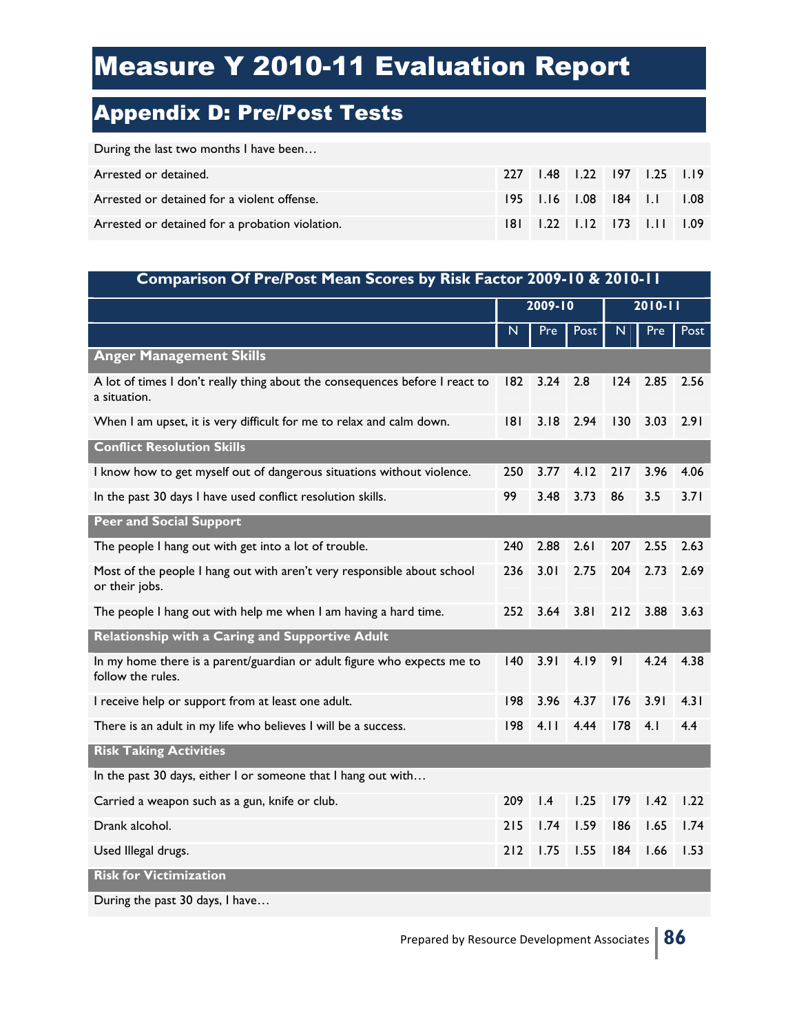# Measure Y 2010-11 Evaluation Report

## Appendix D: Pre/Post Tests

| | | | | | | |
|---|---|---|---|---|---|---|
| During the last two months I have been… | | | | | | |
| Arrested or detained. | 227 | 1.48 | 1.22 | 197 | 1.25 | 1.19 |
| Arrested or detained for a violent offense. | 195 | 1.16 | 1.08 | 184 | 1.1 | 1.08 |
| Arrested or detained for a probation violation. | 181 | 1.22 | 1.12 | 173 | 1.11 | 1.09 |

**Comparison Of Pre/Post Mean Scores by Risk Factor 2009-10 & 2010-11**

| | 2009-10 | | | 2010-11 | | |
|---|---|---|---|---|---|---|
| | N | Pre | Post | N | Pre | Post |
| **Anger Management Skills** | | | | | | |
| A lot of times I don't really thing about the consequences before I react to a situation. | 182 | 3.24 | 2.8 | 124 | 2.85 | 2.56 |
| When I am upset, it is very difficult for me to relax and calm down. | 181 | 3.18 | 2.94 | 130 | 3.03 | 2.91 |
| **Conflict Resolution Skills** | | | | | | |
| I know how to get myself out of dangerous situations without violence. | 250 | 3.77 | 4.12 | 217 | 3.96 | 4.06 |
| In the past 30 days I have used conflict resolution skills. | 99 | 3.48 | 3.73 | 86 | 3.5 | 3.71 |
| **Peer and Social Support** | | | | | | |
| The people I hang out with get into a lot of trouble. | 240 | 2.88 | 2.61 | 207 | 2.55 | 2.63 |
| Most of the people I hang out with aren't very responsible about school or their jobs. | 236 | 3.01 | 2.75 | 204 | 2.73 | 2.69 |
| The people I hang out with help me when I am having a hard time. | 252 | 3.64 | 3.81 | 212 | 3.88 | 3.63 |
| **Relationship with a Caring and Supportive Adult** | | | | | | |
| In my home there is a parent/guardian or adult figure who expects me to follow the rules. | 140 | 3.91 | 4.19 | 91 | 4.24 | 4.38 |
| I receive help or support from at least one adult. | 198 | 3.96 | 4.37 | 176 | 3.91 | 4.31 |
| There is an adult in my life who believes I will be a success. | 198 | 4.11 | 4.44 | 178 | 4.1 | 4.4 |
| **Risk Taking Activities** | | | | | | |
| In the past 30 days, either I or someone that I hang out with… | | | | | | |
| Carried a weapon such as a gun, knife or club. | 209 | 1.4 | 1.25 | 179 | 1.42 | 1.22 |
| Drank alcohol. | 215 | 1.74 | 1.59 | 186 | 1.65 | 1.74 |
| Used Illegal drugs. | 212 | 1.75 | 1.55 | 184 | 1.66 | 1.53 |
| **Risk for Victimization** | | | | | | |
| During the past 30 days, I have… | | | | | | |

Prepared by Resource Development Associates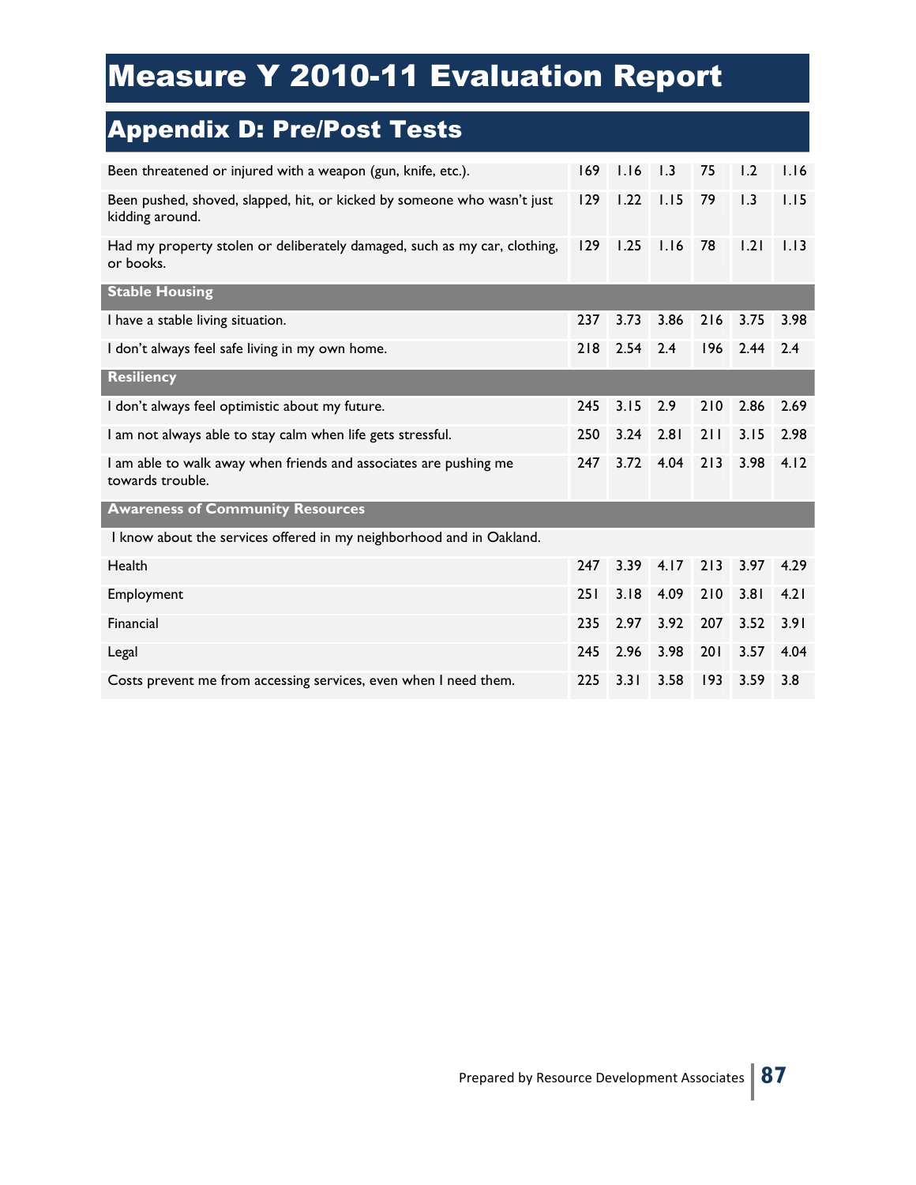# Measure Y 2010-11 Evaluation Report

## Appendix D: Pre/Post Tests

| | | | | | | |
|---|---|---|---|---|---|---|
| Been threatened or injured with a weapon (gun, knife, etc.). | 169 | 1.16 | 1.3 | 75 | 1.2 | 1.16 |
| Been pushed, shoved, slapped, hit, or kicked by someone who wasn't just kidding around. | 129 | 1.22 | 1.15 | 79 | 1.3 | 1.15 |
| Had my property stolen or deliberately damaged, such as my car, clothing, or books. | 129 | 1.25 | 1.16 | 78 | 1.21 | 1.13 |
| **Stable Housing** | | | | | | |
| I have a stable living situation. | 237 | 3.73 | 3.86 | 216 | 3.75 | 3.98 |
| I don't always feel safe living in my own home. | 218 | 2.54 | 2.4 | 196 | 2.44 | 2.4 |
| **Resiliency** | | | | | | |
| I don't always feel optimistic about my future. | 245 | 3.15 | 2.9 | 210 | 2.86 | 2.69 |
| I am not always able to stay calm when life gets stressful. | 250 | 3.24 | 2.81 | 211 | 3.15 | 2.98 |
| I am able to walk away when friends and associates are pushing me towards trouble. | 247 | 3.72 | 4.04 | 213 | 3.98 | 4.12 |
| **Awareness of Community Resources** | | | | | | |
| I know about the services offered in my neighborhood and in Oakland. | | | | | | |
| Health | 247 | 3.39 | 4.17 | 213 | 3.97 | 4.29 |
| Employment | 251 | 3.18 | 4.09 | 210 | 3.81 | 4.21 |
| Financial | 235 | 2.97 | 3.92 | 207 | 3.52 | 3.91 |
| Legal | 245 | 2.96 | 3.98 | 201 | 3.57 | 4.04 |
| Costs prevent me from accessing services, even when I need them. | 225 | 3.31 | 3.58 | 193 | 3.59 | 3.8 |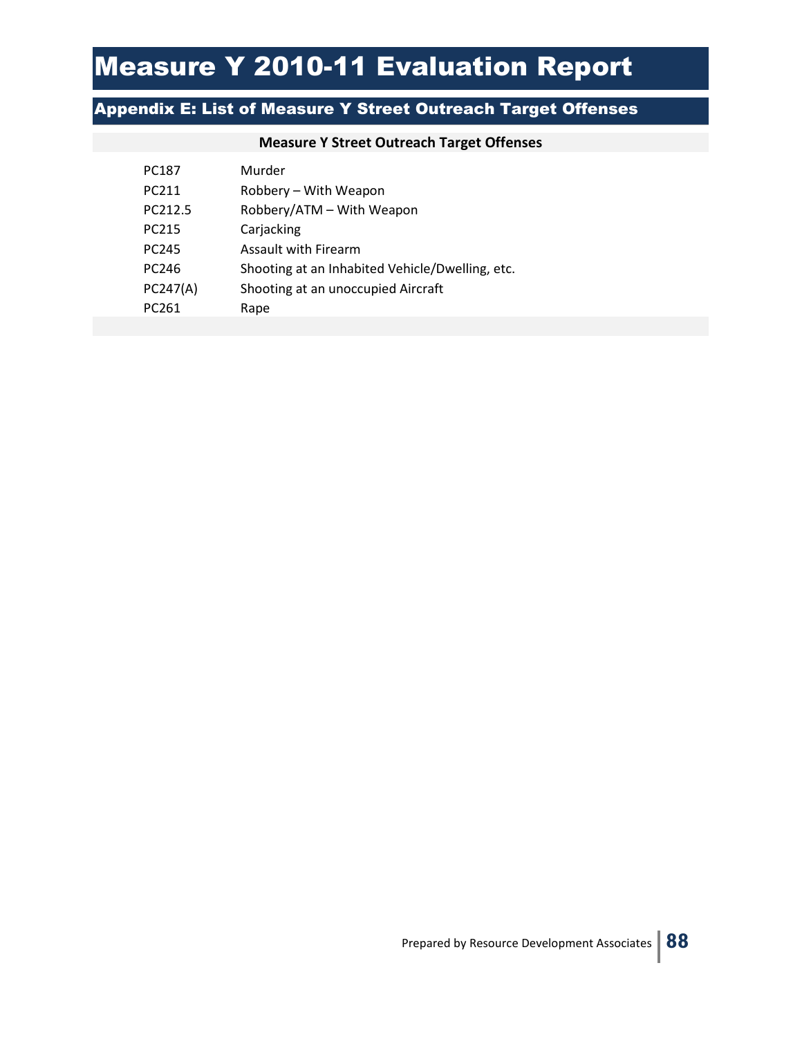# Measure Y 2010-11 Evaluation Report

## Appendix E: List of Measure Y Street Outreach Target Offenses

| Measure Y Street Outreach Target Offenses | |
|---|---|
| PC187 | Murder |
| PC211 | Robbery – With Weapon |
| PC212.5 | Robbery/ATM – With Weapon |
| PC215 | Carjacking |
| PC245 | Assault with Firearm |
| PC246 | Shooting at an Inhabited Vehicle/Dwelling, etc. |
| PC247(A) | Shooting at an unoccupied Aircraft |
| PC261 | Rape |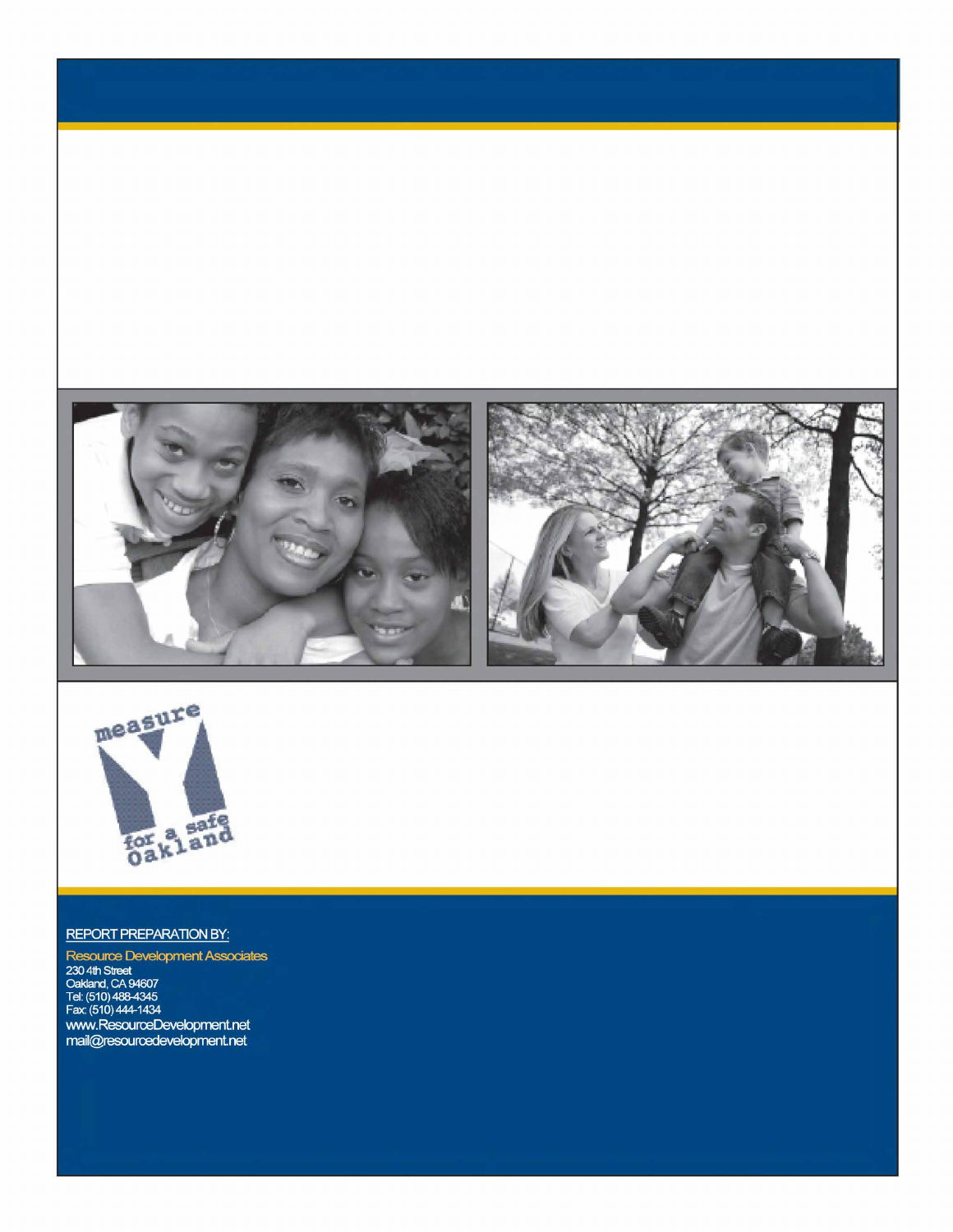REPORT PREPARATION BY:

Resource Development Associates
230 4th Street
Oakland, CA 94607
Tel: (510) 488-4345
Fax: (510) 444-1434
www.ResourceDevelopment.net
mail@resourcedevelopment.net